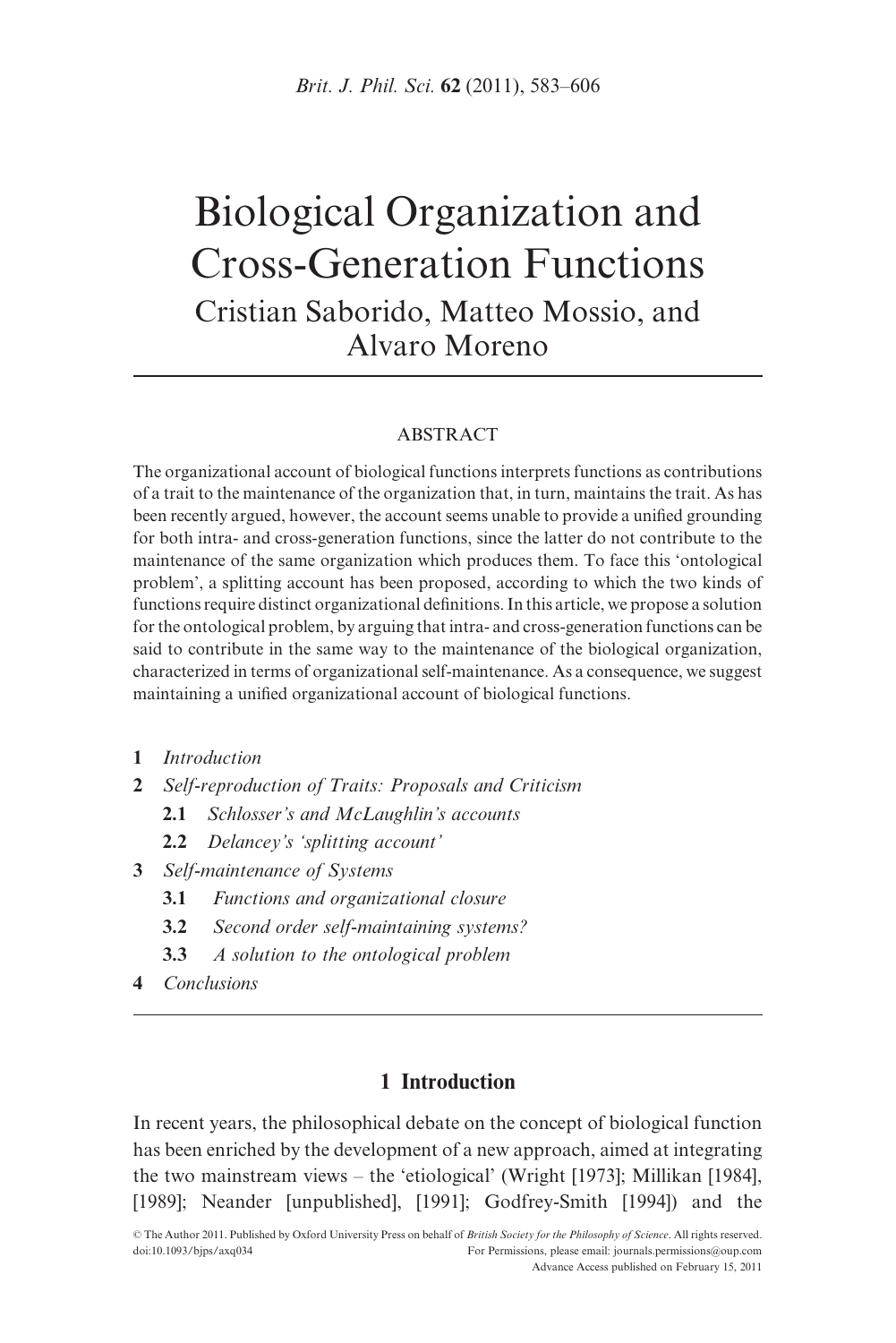# Biological Organization and Cross-Generation Functions

Cristian Saborido, Matteo Mossio, and Alvaro Moreno

## ABSTRACT

The organizational account of biological functions interprets functions as contributions of a trait to the maintenance of the organization that, in turn, maintains the trait. As has been recently argued, however, the account seems unable to provide a unified grounding for both intra- and cross-generation functions, since the latter do not contribute to the maintenance of the same organization which produces them. To face this 'ontological problem', a splitting account has been proposed, according to which the two kinds of functions require distinct organizational definitions. In this article, we propose a solution for the ontological problem, by arguing that intra- and cross-generation functions can be said to contribute in the same way to the maintenance of the biological organization, characterized in terms of organizational self-maintenance. As a consequence, we suggest maintaining a unified organizational account of biological functions.

- **1** *Introduction*
- **2** *Self-reproduction of Traits: Proposals and Criticism*
  - **2.1** *Schlosser's and McLaughlin's accounts*
  - **2.2** *Delancey's 'splitting account'*
- **3** *Self-maintenance of Systems*
  - **3.1** *Functions and organizational closure*
  - **3.2** *Second order self-maintaining systems?*
  - **3.3** *A solution to the ontological problem*
- **4** *Conclusions*

## 1 Introduction

In recent years, the philosophical debate on the concept of biological function has been enriched by the development of a new approach, aimed at integrating the two mainstream views – the 'etiological' (Wright [1973]; Millikan [1984], [1989]; Neander [unpublished], [1991]; Godfrey-Smith [1994]) and the

© The Author 2011. Published by Oxford University Press on behalf of *British Society for the Philosophy of Science*. All rights reserved.
doi:10.1093/bjps/axq034 For Permissions, please email: journals.permissions@oup.com
Advance Access published on February 15, 2011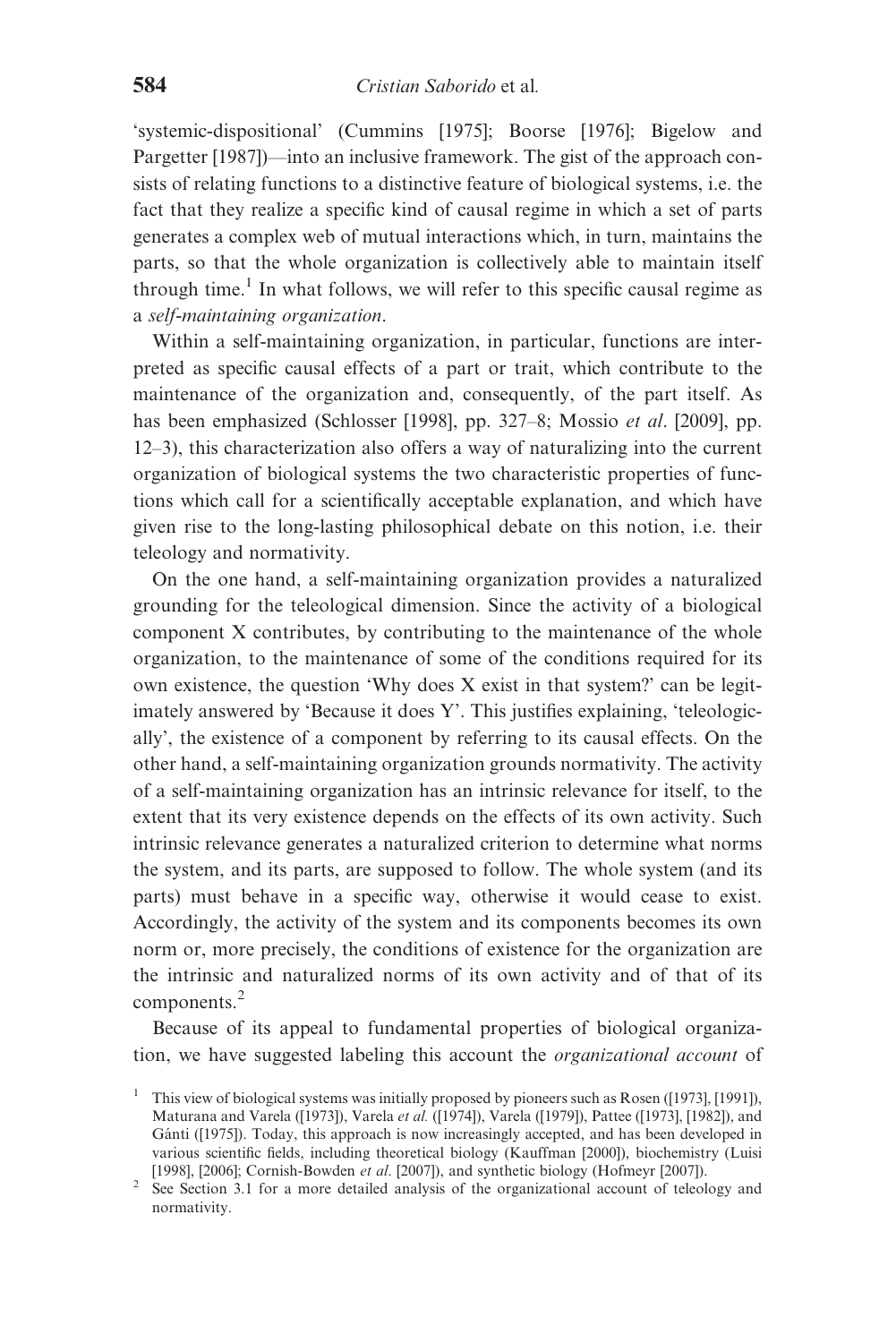'systemic-dispositional' (Cummins [1975]; Boorse [1976]; Bigelow and Pargetter [1987])—into an inclusive framework. The gist of the approach consists of relating functions to a distinctive feature of biological systems, i.e. the fact that they realize a specific kind of causal regime in which a set of parts generates a complex web of mutual interactions which, in turn, maintains the parts, so that the whole organization is collectively able to maintain itself through time.[1] In what follows, we will refer to this specific causal regime as a *self-maintaining organization*.

Within a self-maintaining organization, in particular, functions are interpreted as specific causal effects of a part or trait, which contribute to the maintenance of the organization and, consequently, of the part itself. As has been emphasized (Schlosser [1998], pp. 327–8; Mossio *et al*. [2009], pp. 12–3), this characterization also offers a way of naturalizing into the current organization of biological systems the two characteristic properties of functions which call for a scientifically acceptable explanation, and which have given rise to the long-lasting philosophical debate on this notion, i.e. their teleology and normativity.

On the one hand, a self-maintaining organization provides a naturalized grounding for the teleological dimension. Since the activity of a biological component X contributes, by contributing to the maintenance of the whole organization, to the maintenance of some of the conditions required for its own existence, the question 'Why does X exist in that system?' can be legitimately answered by 'Because it does Y'. This justifies explaining, 'teleologically', the existence of a component by referring to its causal effects. On the other hand, a self-maintaining organization grounds normativity. The activity of a self-maintaining organization has an intrinsic relevance for itself, to the extent that its very existence depends on the effects of its own activity. Such intrinsic relevance generates a naturalized criterion to determine what norms the system, and its parts, are supposed to follow. The whole system (and its parts) must behave in a specific way, otherwise it would cease to exist. Accordingly, the activity of the system and its components becomes its own norm or, more precisely, the conditions of existence for the organization are the intrinsic and naturalized norms of its own activity and of that of its components.[2]

Because of its appeal to fundamental properties of biological organization, we have suggested labeling this account the *organizational account* of

[1] This view of biological systems was initially proposed by pioneers such as Rosen ([1973], [1991]), Maturana and Varela ([1973]), Varela *et al.* ([1974]), Varela ([1979]), Pattee ([1973], [1982]), and Gánti ([1975]). Today, this approach is now increasingly accepted, and has been developed in various scientific fields, including theoretical biology (Kauffman [2000]), biochemistry (Luisi [1998], [2006]; Cornish-Bowden *et al*. [2007]), and synthetic biology (Hofmeyr [2007]).

[2] See Section 3.1 for a more detailed analysis of the organizational account of teleology and normativity.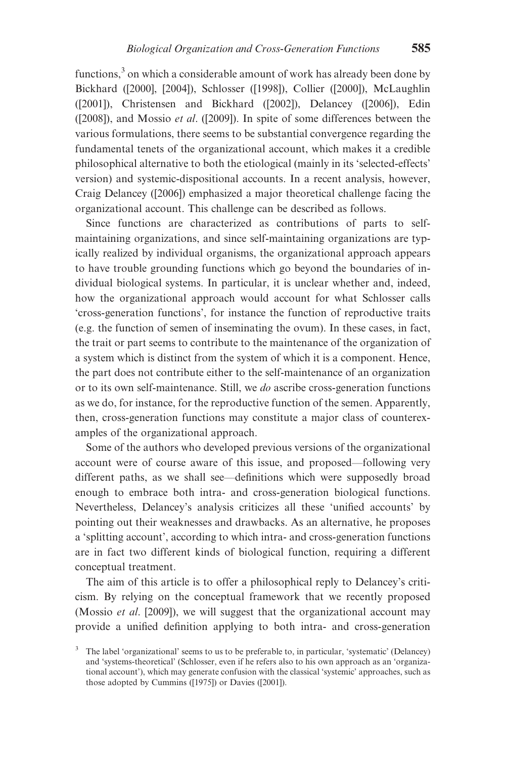functions,[3] on which a considerable amount of work has already been done by Bickhard ([2000], [2004]), Schlosser ([1998]), Collier ([2000]), McLaughlin ([2001]), Christensen and Bickhard ([2002]), Delancey ([2006]), Edin ([2008]), and Mossio *et al*. ([2009]). In spite of some differences between the various formulations, there seems to be substantial convergence regarding the fundamental tenets of the organizational account, which makes it a credible philosophical alternative to both the etiological (mainly in its 'selected-effects' version) and systemic-dispositional accounts. In a recent analysis, however, Craig Delancey ([2006]) emphasized a major theoretical challenge facing the organizational account. This challenge can be described as follows.

Since functions are characterized as contributions of parts to self-maintaining organizations, and since self-maintaining organizations are typically realized by individual organisms, the organizational approach appears to have trouble grounding functions which go beyond the boundaries of individual biological systems. In particular, it is unclear whether and, indeed, how the organizational approach would account for what Schlosser calls 'cross-generation functions', for instance the function of reproductive traits (e.g. the function of semen of inseminating the ovum). In these cases, in fact, the trait or part seems to contribute to the maintenance of the organization of a system which is distinct from the system of which it is a component. Hence, the part does not contribute either to the self-maintenance of an organization or to its own self-maintenance. Still, we *do* ascribe cross-generation functions as we do, for instance, for the reproductive function of the semen. Apparently, then, cross-generation functions may constitute a major class of counterexamples of the organizational approach.

Some of the authors who developed previous versions of the organizational account were of course aware of this issue, and proposed—following very different paths, as we shall see—definitions which were supposedly broad enough to embrace both intra- and cross-generation biological functions. Nevertheless, Delancey's analysis criticizes all these 'unified accounts' by pointing out their weaknesses and drawbacks. As an alternative, he proposes a 'splitting account', according to which intra- and cross-generation functions are in fact two different kinds of biological function, requiring a different conceptual treatment.

The aim of this article is to offer a philosophical reply to Delancey's criticism. By relying on the conceptual framework that we recently proposed (Mossio *et al*. [2009]), we will suggest that the organizational account may provide a unified definition applying to both intra- and cross-generation

[3] The label 'organizational' seems to us to be preferable to, in particular, 'systematic' (Delancey) and 'systems-theoretical' (Schlosser, even if he refers also to his own approach as an 'organizational account'), which may generate confusion with the classical 'systemic' approaches, such as those adopted by Cummins ([1975]) or Davies ([2001]).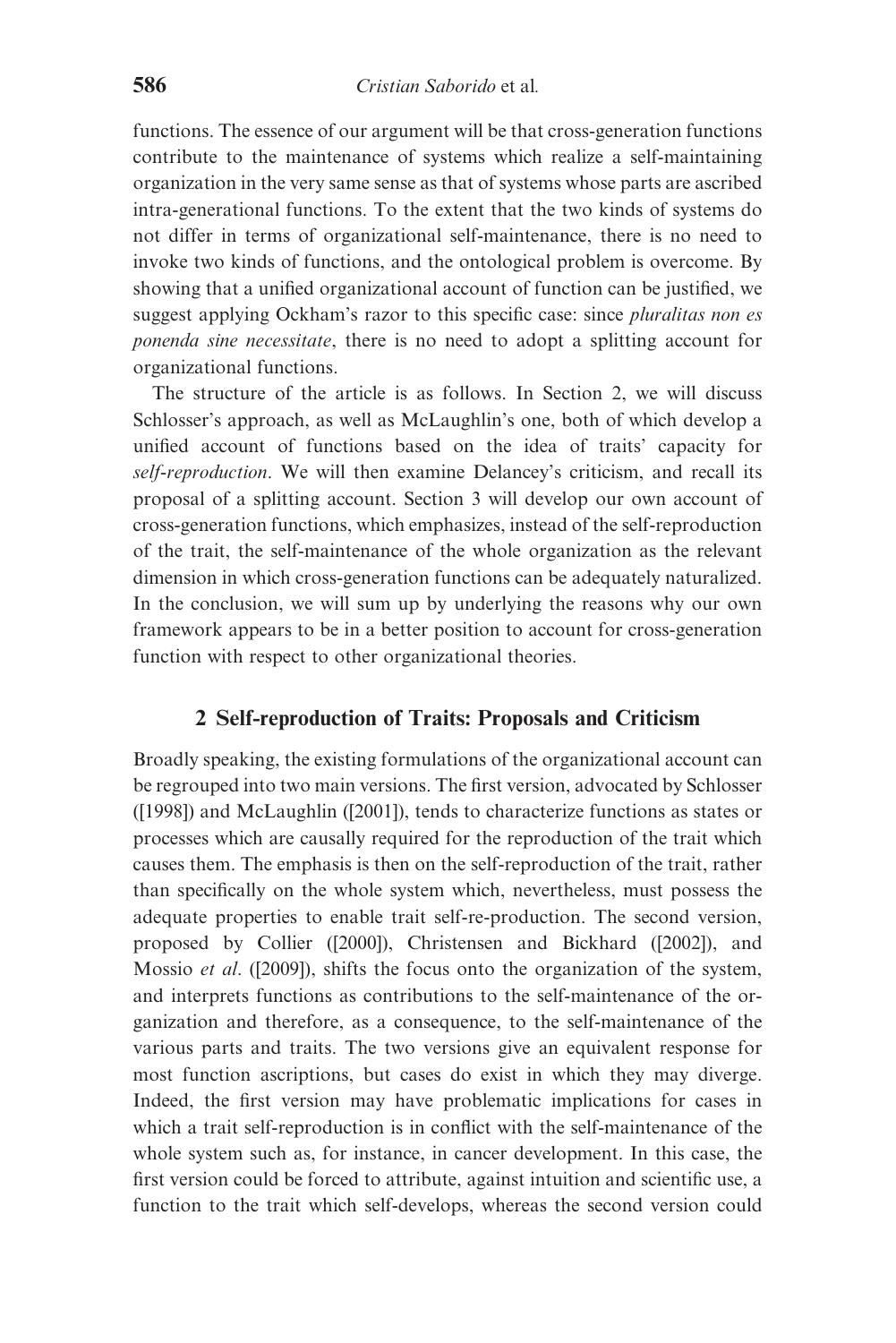functions. The essence of our argument will be that cross-generation functions contribute to the maintenance of systems which realize a self-maintaining organization in the very same sense as that of systems whose parts are ascribed intra-generational functions. To the extent that the two kinds of systems do not differ in terms of organizational self-maintenance, there is no need to invoke two kinds of functions, and the ontological problem is overcome. By showing that a unified organizational account of function can be justified, we suggest applying Ockham's razor to this specific case: since *pluralitas non es ponenda sine necessitate*, there is no need to adopt a splitting account for organizational functions.

The structure of the article is as follows. In Section 2, we will discuss Schlosser's approach, as well as McLaughlin's one, both of which develop a unified account of functions based on the idea of traits' capacity for *self-reproduction*. We will then examine Delancey's criticism, and recall its proposal of a splitting account. Section 3 will develop our own account of cross-generation functions, which emphasizes, instead of the self-reproduction of the trait, the self-maintenance of the whole organization as the relevant dimension in which cross-generation functions can be adequately naturalized. In the conclusion, we will sum up by underlying the reasons why our own framework appears to be in a better position to account for cross-generation function with respect to other organizational theories.

## 2 Self-reproduction of Traits: Proposals and Criticism

Broadly speaking, the existing formulations of the organizational account can be regrouped into two main versions. The first version, advocated by Schlosser ([1998]) and McLaughlin ([2001]), tends to characterize functions as states or processes which are causally required for the reproduction of the trait which causes them. The emphasis is then on the self-reproduction of the trait, rather than specifically on the whole system which, nevertheless, must possess the adequate properties to enable trait self-re-production. The second version, proposed by Collier ([2000]), Christensen and Bickhard ([2002]), and Mossio *et al*. ([2009]), shifts the focus onto the organization of the system, and interprets functions as contributions to the self-maintenance of the organization and therefore, as a consequence, to the self-maintenance of the various parts and traits. The two versions give an equivalent response for most function ascriptions, but cases do exist in which they may diverge. Indeed, the first version may have problematic implications for cases in which a trait self-reproduction is in conflict with the self-maintenance of the whole system such as, for instance, in cancer development. In this case, the first version could be forced to attribute, against intuition and scientific use, a function to the trait which self-develops, whereas the second version could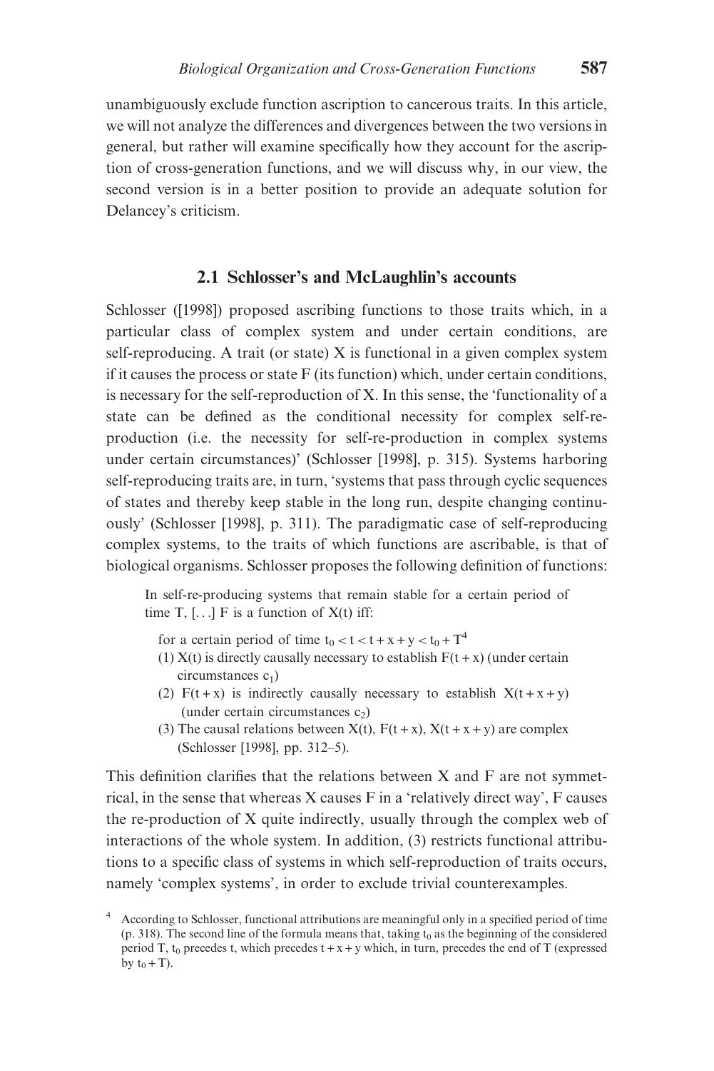unambiguously exclude function ascription to cancerous traits. In this article, we will not analyze the differences and divergences between the two versions in general, but rather will examine specifically how they account for the ascription of cross-generation functions, and we will discuss why, in our view, the second version is in a better position to provide an adequate solution for Delancey's criticism.

### 2.1 Schlosser's and McLaughlin's accounts

Schlosser ([1998]) proposed ascribing functions to those traits which, in a particular class of complex system and under certain conditions, are self-reproducing. A trait (or state) X is functional in a given complex system if it causes the process or state F (its function) which, under certain conditions, is necessary for the self-reproduction of X. In this sense, the 'functionality of a state can be defined as the conditional necessity for complex self-re-production (i.e. the necessity for self-re-production in complex systems under certain circumstances)' (Schlosser [1998], p. 315). Systems harboring self-reproducing traits are, in turn, 'systems that pass through cyclic sequences of states and thereby keep stable in the long run, despite changing continuously' (Schlosser [1998], p. 311). The paradigmatic case of self-reproducing complex systems, to the traits of which functions are ascribable, is that of biological organisms. Schlosser proposes the following definition of functions:

> In self-re-producing systems that remain stable for a certain period of time T, [...] F is a function of X(t) iff:
>
> for a certain period of time $t_0 < t < t + x + y < t_0 + T$[4]
>
> (1) X(t) is directly causally necessary to establish F(t + x) (under certain circumstances $c_1$)
>
> (2) F(t + x) is indirectly causally necessary to establish X(t + x + y) (under certain circumstances $c_2$)
>
> (3) The causal relations between X(t), F(t + x), X(t + x + y) are complex (Schlosser [1998], pp. 312–5).

This definition clarifies that the relations between X and F are not symmetrical, in the sense that whereas X causes F in a 'relatively direct way', F causes the re-production of X quite indirectly, usually through the complex web of interactions of the whole system. In addition, (3) restricts functional attributions to a specific class of systems in which self-reproduction of traits occurs, namely 'complex systems', in order to exclude trivial counterexamples.

[4] According to Schlosser, functional attributions are meaningful only in a specified period of time (p. 318). The second line of the formula means that, taking $t_0$ as the beginning of the considered period T, $t_0$ precedes t, which precedes t + x + y which, in turn, precedes the end of T (expressed by $t_0 + T$).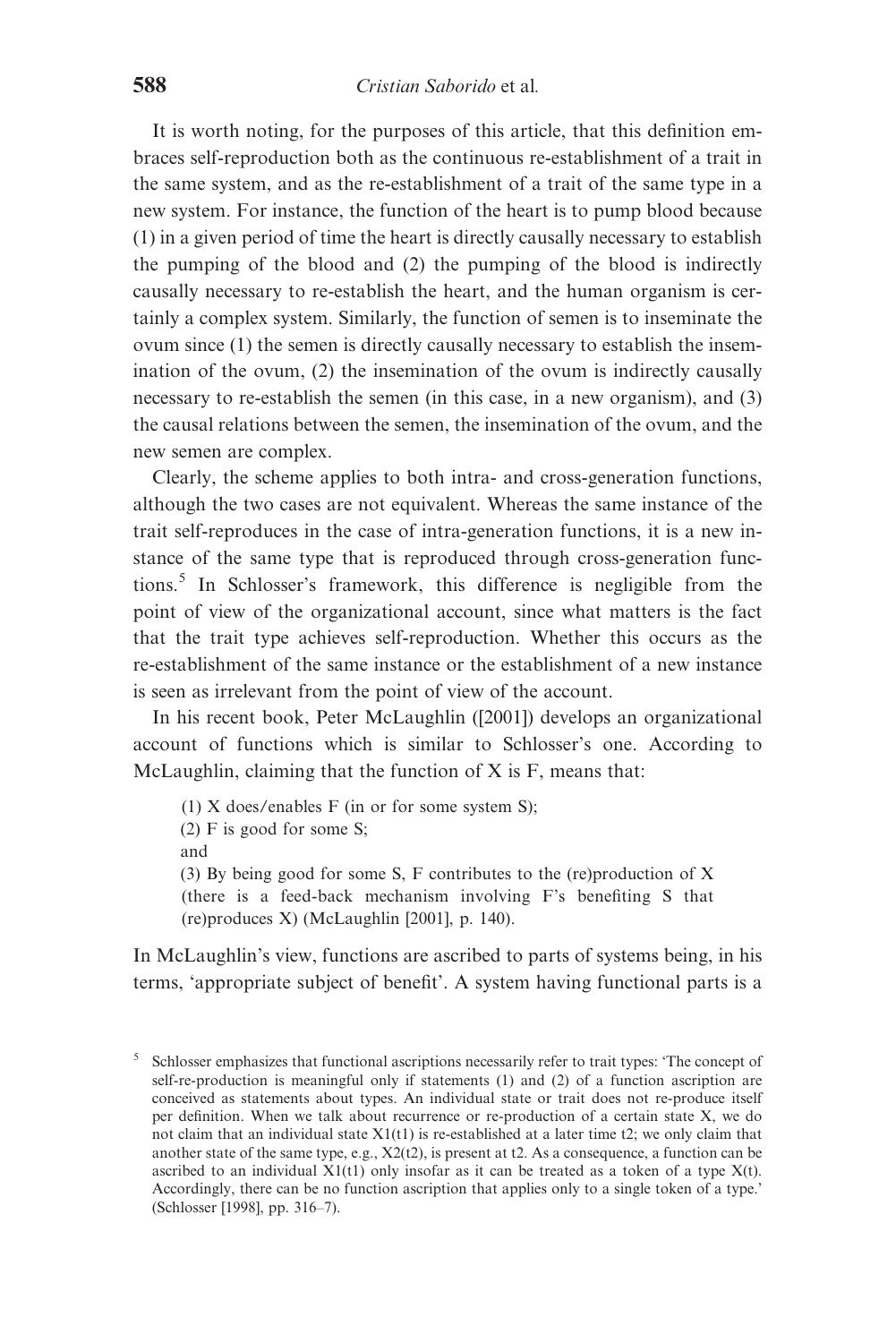It is worth noting, for the purposes of this article, that this definition embraces self-reproduction both as the continuous re-establishment of a trait in the same system, and as the re-establishment of a trait of the same type in a new system. For instance, the function of the heart is to pump blood because (1) in a given period of time the heart is directly causally necessary to establish the pumping of the blood and (2) the pumping of the blood is indirectly causally necessary to re-establish the heart, and the human organism is certainly a complex system. Similarly, the function of semen is to inseminate the ovum since (1) the semen is directly causally necessary to establish the insemination of the ovum, (2) the insemination of the ovum is indirectly causally necessary to re-establish the semen (in this case, in a new organism), and (3) the causal relations between the semen, the insemination of the ovum, and the new semen are complex.

Clearly, the scheme applies to both intra- and cross-generation functions, although the two cases are not equivalent. Whereas the same instance of the trait self-reproduces in the case of intra-generation functions, it is a new instance of the same type that is reproduced through cross-generation functions.[5] In Schlosser's framework, this difference is negligible from the point of view of the organizational account, since what matters is the fact that the trait type achieves self-reproduction. Whether this occurs as the re-establishment of the same instance or the establishment of a new instance is seen as irrelevant from the point of view of the account.

In his recent book, Peter McLaughlin ([2001]) develops an organizational account of functions which is similar to Schlosser's one. According to McLaughlin, claiming that the function of X is F, means that:

> (1) X does/enables F (in or for some system S);
> (2) F is good for some S;
> and
> (3) By being good for some S, F contributes to the (re)production of X (there is a feed-back mechanism involving F's benefiting S that (re)produces X) (McLaughlin [2001], p. 140).

In McLaughlin's view, functions are ascribed to parts of systems being, in his terms, 'appropriate subject of benefit'. A system having functional parts is a

[5] Schlosser emphasizes that functional ascriptions necessarily refer to trait types: 'The concept of self-re-production is meaningful only if statements (1) and (2) of a function ascription are conceived as statements about types. An individual state or trait does not re-produce itself per definition. When we talk about recurrence or re-production of a certain state X, we do not claim that an individual state X1(t1) is re-established at a later time t2; we only claim that another state of the same type, e.g., X2(t2), is present at t2. As a consequence, a function can be ascribed to an individual X1(t1) only insofar as it can be treated as a token of a type X(t). Accordingly, there can be no function ascription that applies only to a single token of a type.' (Schlosser [1998], pp. 316–7).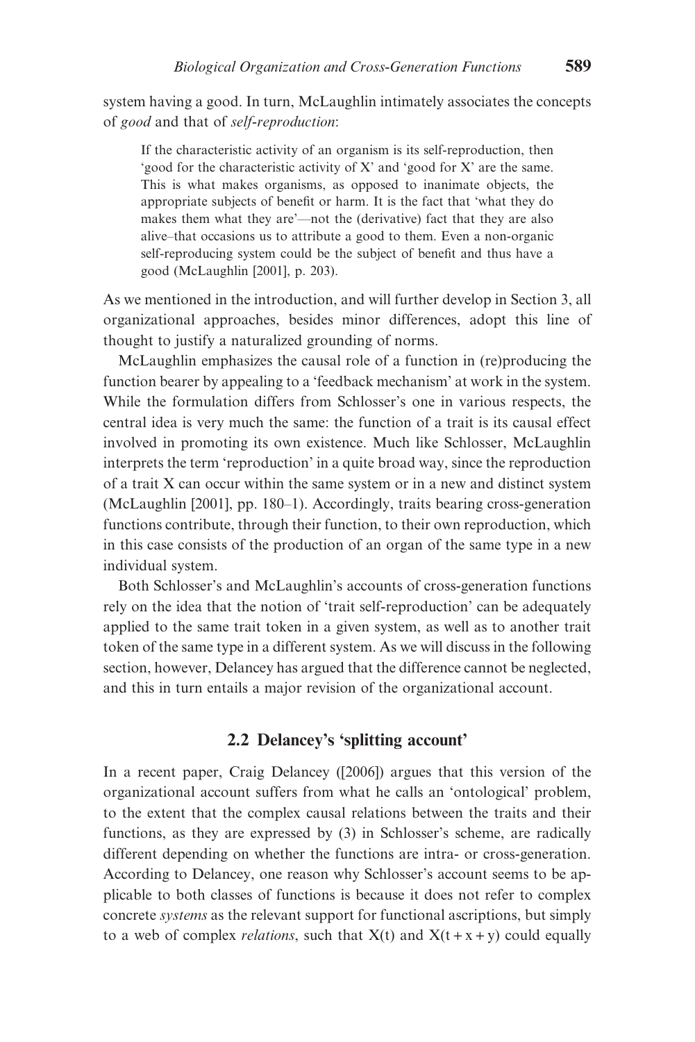system having a good. In turn, McLaughlin intimately associates the concepts of *good* and that of *self-reproduction*:

> If the characteristic activity of an organism is its self-reproduction, then 'good for the characteristic activity of X' and 'good for X' are the same. This is what makes organisms, as opposed to inanimate objects, the appropriate subjects of benefit or harm. It is the fact that 'what they do makes them what they are'—not the (derivative) fact that they are also alive–that occasions us to attribute a good to them. Even a non-organic self-reproducing system could be the subject of benefit and thus have a good (McLaughlin [2001], p. 203).

As we mentioned in the introduction, and will further develop in Section 3, all organizational approaches, besides minor differences, adopt this line of thought to justify a naturalized grounding of norms.

McLaughlin emphasizes the causal role of a function in (re)producing the function bearer by appealing to a 'feedback mechanism' at work in the system. While the formulation differs from Schlosser's one in various respects, the central idea is very much the same: the function of a trait is its causal effect involved in promoting its own existence. Much like Schlosser, McLaughlin interprets the term 'reproduction' in a quite broad way, since the reproduction of a trait X can occur within the same system or in a new and distinct system (McLaughlin [2001], pp. 180–1). Accordingly, traits bearing cross-generation functions contribute, through their function, to their own reproduction, which in this case consists of the production of an organ of the same type in a new individual system.

Both Schlosser's and McLaughlin's accounts of cross-generation functions rely on the idea that the notion of 'trait self-reproduction' can be adequately applied to the same trait token in a given system, as well as to another trait token of the same type in a different system. As we will discuss in the following section, however, Delancey has argued that the difference cannot be neglected, and this in turn entails a major revision of the organizational account.

## 2.2 Delancey's 'splitting account'

In a recent paper, Craig Delancey ([2006]) argues that this version of the organizational account suffers from what he calls an 'ontological' problem, to the extent that the complex causal relations between the traits and their functions, as they are expressed by (3) in Schlosser's scheme, are radically different depending on whether the functions are intra- or cross-generation. According to Delancey, one reason why Schlosser's account seems to be applicable to both classes of functions is because it does not refer to complex concrete *systems* as the relevant support for functional ascriptions, but simply to a web of complex *relations*, such that $X(t)$ and $X(t + x + y)$ could equally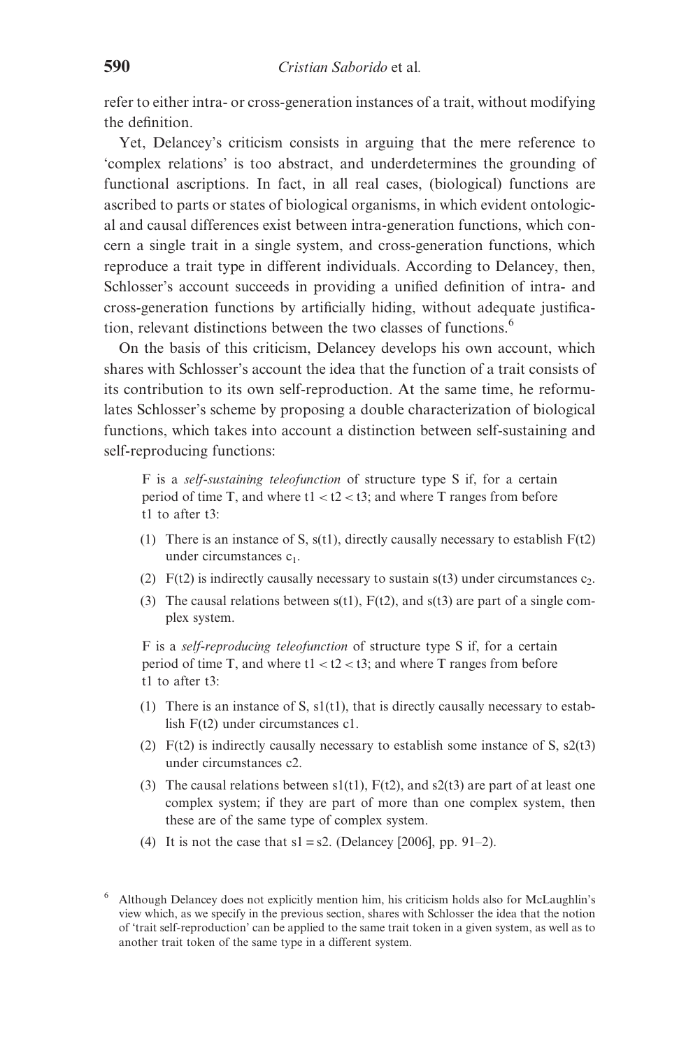refer to either intra- or cross-generation instances of a trait, without modifying the definition.

Yet, Delancey's criticism consists in arguing that the mere reference to 'complex relations' is too abstract, and underdetermines the grounding of functional ascriptions. In fact, in all real cases, (biological) functions are ascribed to parts or states of biological organisms, in which evident ontological and causal differences exist between intra-generation functions, which concern a single trait in a single system, and cross-generation functions, which reproduce a trait type in different individuals. According to Delancey, then, Schlosser's account succeeds in providing a unified definition of intra- and cross-generation functions by artificially hiding, without adequate justification, relevant distinctions between the two classes of functions.[6]

On the basis of this criticism, Delancey develops his own account, which shares with Schlosser's account the idea that the function of a trait consists of its contribution to its own self-reproduction. At the same time, he reformulates Schlosser's scheme by proposing a double characterization of biological functions, which takes into account a distinction between self-sustaining and self-reproducing functions:

> F is a *self-sustaining teleofunction* of structure type S if, for a certain period of time T, and where $t1 < t2 < t3$; and where T ranges from before t1 to after t3:
>
> (1) There is an instance of S, s(t1), directly causally necessary to establish F(t2) under circumstances $c_1$.
>
> (2) F(t2) is indirectly causally necessary to sustain s(t3) under circumstances $c_2$.
>
> (3) The causal relations between s(t1), F(t2), and s(t3) are part of a single complex system.
>
> F is a *self-reproducing teleofunction* of structure type S if, for a certain period of time T, and where $t1 < t2 < t3$; and where T ranges from before t1 to after t3:
>
> (1) There is an instance of S, s1(t1), that is directly causally necessary to establish F(t2) under circumstances c1.
>
> (2) F(t2) is indirectly causally necessary to establish some instance of S, s2(t3) under circumstances c2.
>
> (3) The causal relations between s1(t1), F(t2), and s2(t3) are part of at least one complex system; if they are part of more than one complex system, then these are of the same type of complex system.
>
> (4) It is not the case that $s1 = s2$. (Delancey [2006], pp. 91–2).

[6] Although Delancey does not explicitly mention him, his criticism holds also for McLaughlin's view which, as we specify in the previous section, shares with Schlosser the idea that the notion of 'trait self-reproduction' can be applied to the same trait token in a given system, as well as to another trait token of the same type in a different system.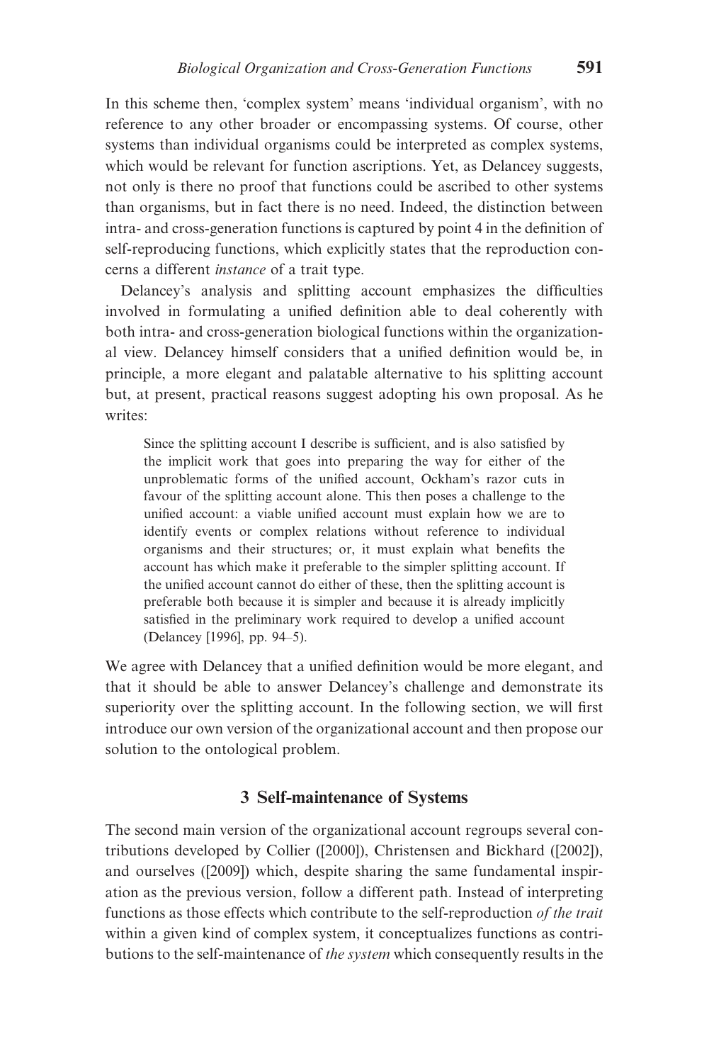In this scheme then, 'complex system' means 'individual organism', with no reference to any other broader or encompassing systems. Of course, other systems than individual organisms could be interpreted as complex systems, which would be relevant for function ascriptions. Yet, as Delancey suggests, not only is there no proof that functions could be ascribed to other systems than organisms, but in fact there is no need. Indeed, the distinction between intra- and cross-generation functions is captured by point 4 in the definition of self-reproducing functions, which explicitly states that the reproduction concerns a different *instance* of a trait type.

Delancey's analysis and splitting account emphasizes the difficulties involved in formulating a unified definition able to deal coherently with both intra- and cross-generation biological functions within the organizational view. Delancey himself considers that a unified definition would be, in principle, a more elegant and palatable alternative to his splitting account but, at present, practical reasons suggest adopting his own proposal. As he writes:

> Since the splitting account I describe is sufficient, and is also satisfied by the implicit work that goes into preparing the way for either of the unproblematic forms of the unified account, Ockham's razor cuts in favour of the splitting account alone. This then poses a challenge to the unified account: a viable unified account must explain how we are to identify events or complex relations without reference to individual organisms and their structures; or, it must explain what benefits the account has which make it preferable to the simpler splitting account. If the unified account cannot do either of these, then the splitting account is preferable both because it is simpler and because it is already implicitly satisfied in the preliminary work required to develop a unified account (Delancey [1996], pp. 94–5).

We agree with Delancey that a unified definition would be more elegant, and that it should be able to answer Delancey's challenge and demonstrate its superiority over the splitting account. In the following section, we will first introduce our own version of the organizational account and then propose our solution to the ontological problem.

## 3 Self-maintenance of Systems

The second main version of the organizational account regroups several contributions developed by Collier ([2000]), Christensen and Bickhard ([2002]), and ourselves ([2009]) which, despite sharing the same fundamental inspiration as the previous version, follow a different path. Instead of interpreting functions as those effects which contribute to the self-reproduction *of the trait* within a given kind of complex system, it conceptualizes functions as contributions to the self-maintenance of *the system* which consequently results in the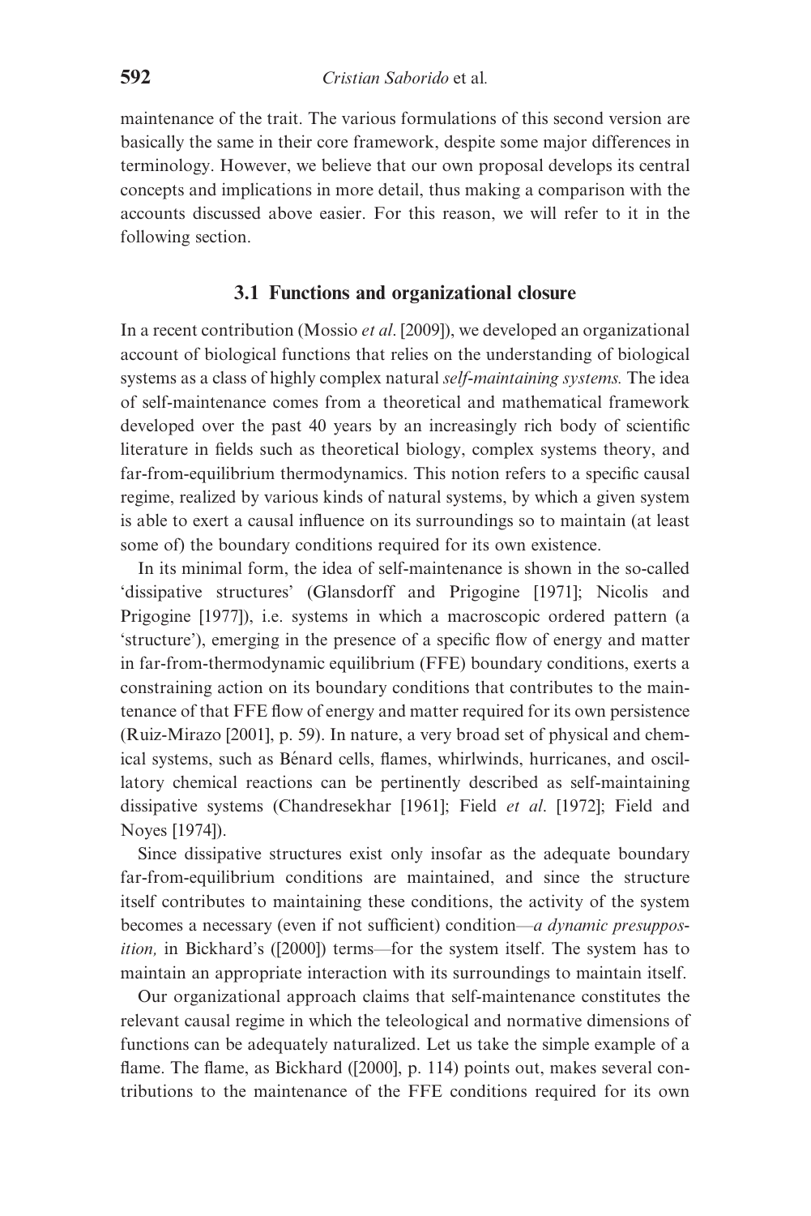maintenance of the trait. The various formulations of this second version are basically the same in their core framework, despite some major differences in terminology. However, we believe that our own proposal develops its central concepts and implications in more detail, thus making a comparison with the accounts discussed above easier. For this reason, we will refer to it in the following section.

### 3.1 Functions and organizational closure

In a recent contribution (Mossio *et al*. [2009]), we developed an organizational account of biological functions that relies on the understanding of biological systems as a class of highly complex natural *self-maintaining systems.* The idea of self-maintenance comes from a theoretical and mathematical framework developed over the past 40 years by an increasingly rich body of scientific literature in fields such as theoretical biology, complex systems theory, and far-from-equilibrium thermodynamics. This notion refers to a specific causal regime, realized by various kinds of natural systems, by which a given system is able to exert a causal influence on its surroundings so to maintain (at least some of) the boundary conditions required for its own existence.

In its minimal form, the idea of self-maintenance is shown in the so-called 'dissipative structures' (Glansdorff and Prigogine [1971]; Nicolis and Prigogine [1977]), i.e. systems in which a macroscopic ordered pattern (a 'structure'), emerging in the presence of a specific flow of energy and matter in far-from-thermodynamic equilibrium (FFE) boundary conditions, exerts a constraining action on its boundary conditions that contributes to the maintenance of that FFE flow of energy and matter required for its own persistence (Ruiz-Mirazo [2001], p. 59). In nature, a very broad set of physical and chemical systems, such as Bénard cells, flames, whirlwinds, hurricanes, and oscillatory chemical reactions can be pertinently described as self-maintaining dissipative systems (Chandresekhar [1961]; Field *et al*. [1972]; Field and Noyes [1974]).

Since dissipative structures exist only insofar as the adequate boundary far-from-equilibrium conditions are maintained, and since the structure itself contributes to maintaining these conditions, the activity of the system becomes a necessary (even if not sufficient) condition—*a dynamic presupposition,* in Bickhard's ([2000]) terms—for the system itself. The system has to maintain an appropriate interaction with its surroundings to maintain itself.

Our organizational approach claims that self-maintenance constitutes the relevant causal regime in which the teleological and normative dimensions of functions can be adequately naturalized. Let us take the simple example of a flame. The flame, as Bickhard ([2000], p. 114) points out, makes several contributions to the maintenance of the FFE conditions required for its own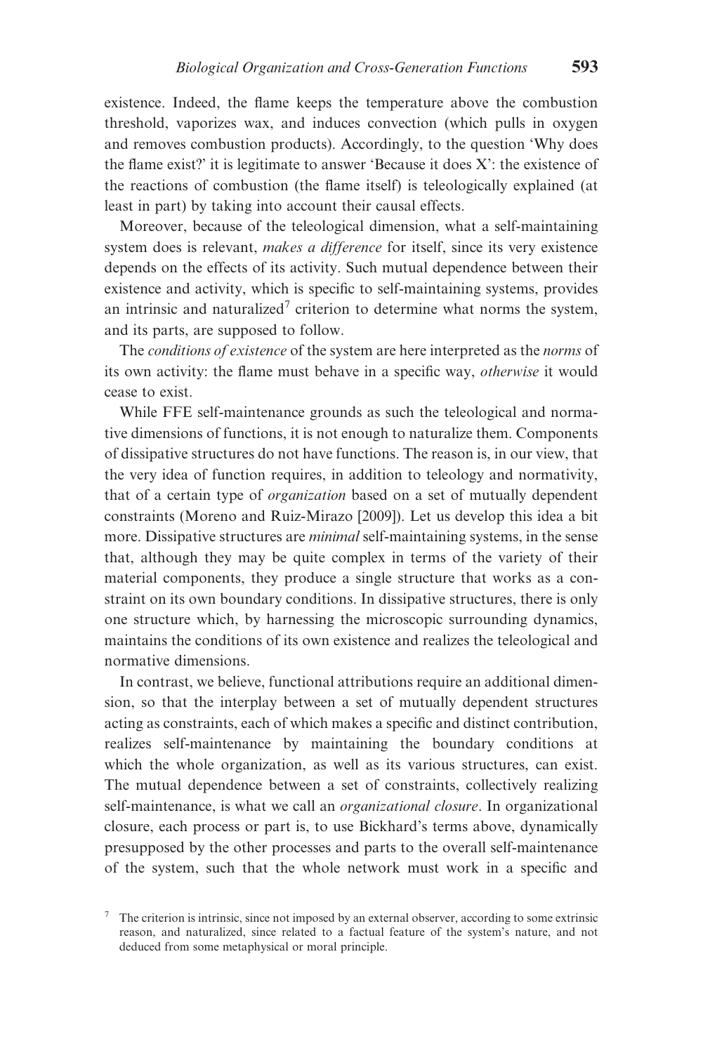existence. Indeed, the flame keeps the temperature above the combustion threshold, vaporizes wax, and induces convection (which pulls in oxygen and removes combustion products). Accordingly, to the question 'Why does the flame exist?' it is legitimate to answer 'Because it does X': the existence of the reactions of combustion (the flame itself) is teleologically explained (at least in part) by taking into account their causal effects.

Moreover, because of the teleological dimension, what a self-maintaining system does is relevant, *makes a difference* for itself, since its very existence depends on the effects of its activity. Such mutual dependence between their existence and activity, which is specific to self-maintaining systems, provides an intrinsic and naturalized[7] criterion to determine what norms the system, and its parts, are supposed to follow.

The *conditions of existence* of the system are here interpreted as the *norms* of its own activity: the flame must behave in a specific way, *otherwise* it would cease to exist.

While FFE self-maintenance grounds as such the teleological and normative dimensions of functions, it is not enough to naturalize them. Components of dissipative structures do not have functions. The reason is, in our view, that the very idea of function requires, in addition to teleology and normativity, that of a certain type of *organization* based on a set of mutually dependent constraints (Moreno and Ruiz-Mirazo [2009]). Let us develop this idea a bit more. Dissipative structures are *minimal* self-maintaining systems, in the sense that, although they may be quite complex in terms of the variety of their material components, they produce a single structure that works as a constraint on its own boundary conditions. In dissipative structures, there is only one structure which, by harnessing the microscopic surrounding dynamics, maintains the conditions of its own existence and realizes the teleological and normative dimensions.

In contrast, we believe, functional attributions require an additional dimension, so that the interplay between a set of mutually dependent structures acting as constraints, each of which makes a specific and distinct contribution, realizes self-maintenance by maintaining the boundary conditions at which the whole organization, as well as its various structures, can exist. The mutual dependence between a set of constraints, collectively realizing self-maintenance, is what we call an *organizational closure*. In organizational closure, each process or part is, to use Bickhard's terms above, dynamically presupposed by the other processes and parts to the overall self-maintenance of the system, such that the whole network must work in a specific and

[7] The criterion is intrinsic, since not imposed by an external observer, according to some extrinsic reason, and naturalized, since related to a factual feature of the system's nature, and not deduced from some metaphysical or moral principle.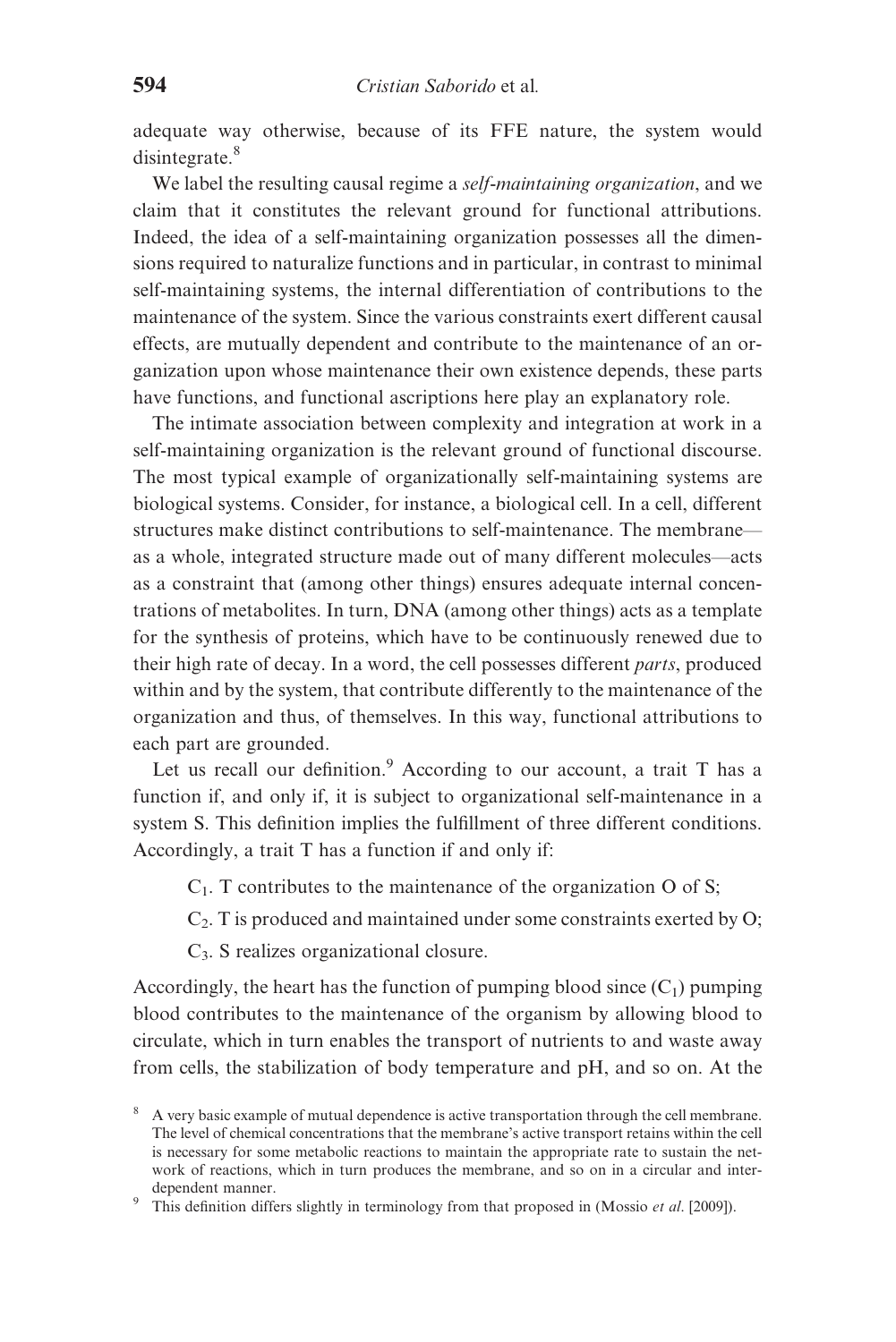adequate way otherwise, because of its FFE nature, the system would disintegrate.[8]

We label the resulting causal regime a *self-maintaining organization*, and we claim that it constitutes the relevant ground for functional attributions. Indeed, the idea of a self-maintaining organization possesses all the dimensions required to naturalize functions and in particular, in contrast to minimal self-maintaining systems, the internal differentiation of contributions to the maintenance of the system. Since the various constraints exert different causal effects, are mutually dependent and contribute to the maintenance of an organization upon whose maintenance their own existence depends, these parts have functions, and functional ascriptions here play an explanatory role.

The intimate association between complexity and integration at work in a self-maintaining organization is the relevant ground of functional discourse. The most typical example of organizationally self-maintaining systems are biological systems. Consider, for instance, a biological cell. In a cell, different structures make distinct contributions to self-maintenance. The membrane—as a whole, integrated structure made out of many different molecules—acts as a constraint that (among other things) ensures adequate internal concentrations of metabolites. In turn, DNA (among other things) acts as a template for the synthesis of proteins, which have to be continuously renewed due to their high rate of decay. In a word, the cell possesses different *parts*, produced within and by the system, that contribute differently to the maintenance of the organization and thus, of themselves. In this way, functional attributions to each part are grounded.

Let us recall our definition.[9] According to our account, a trait T has a function if, and only if, it is subject to organizational self-maintenance in a system S. This definition implies the fulfillment of three different conditions. Accordingly, a trait T has a function if and only if:

$C_1$. T contributes to the maintenance of the organization O of S;

$C_2$. T is produced and maintained under some constraints exerted by O;

$C_3$. S realizes organizational closure.

Accordingly, the heart has the function of pumping blood since ($C_1$) pumping blood contributes to the maintenance of the organism by allowing blood to circulate, which in turn enables the transport of nutrients to and waste away from cells, the stabilization of body temperature and pH, and so on. At the

[8] A very basic example of mutual dependence is active transportation through the cell membrane. The level of chemical concentrations that the membrane's active transport retains within the cell is necessary for some metabolic reactions to maintain the appropriate rate to sustain the network of reactions, which in turn produces the membrane, and so on in a circular and interdependent manner.

[9] This definition differs slightly in terminology from that proposed in (Mossio *et al*. [2009]).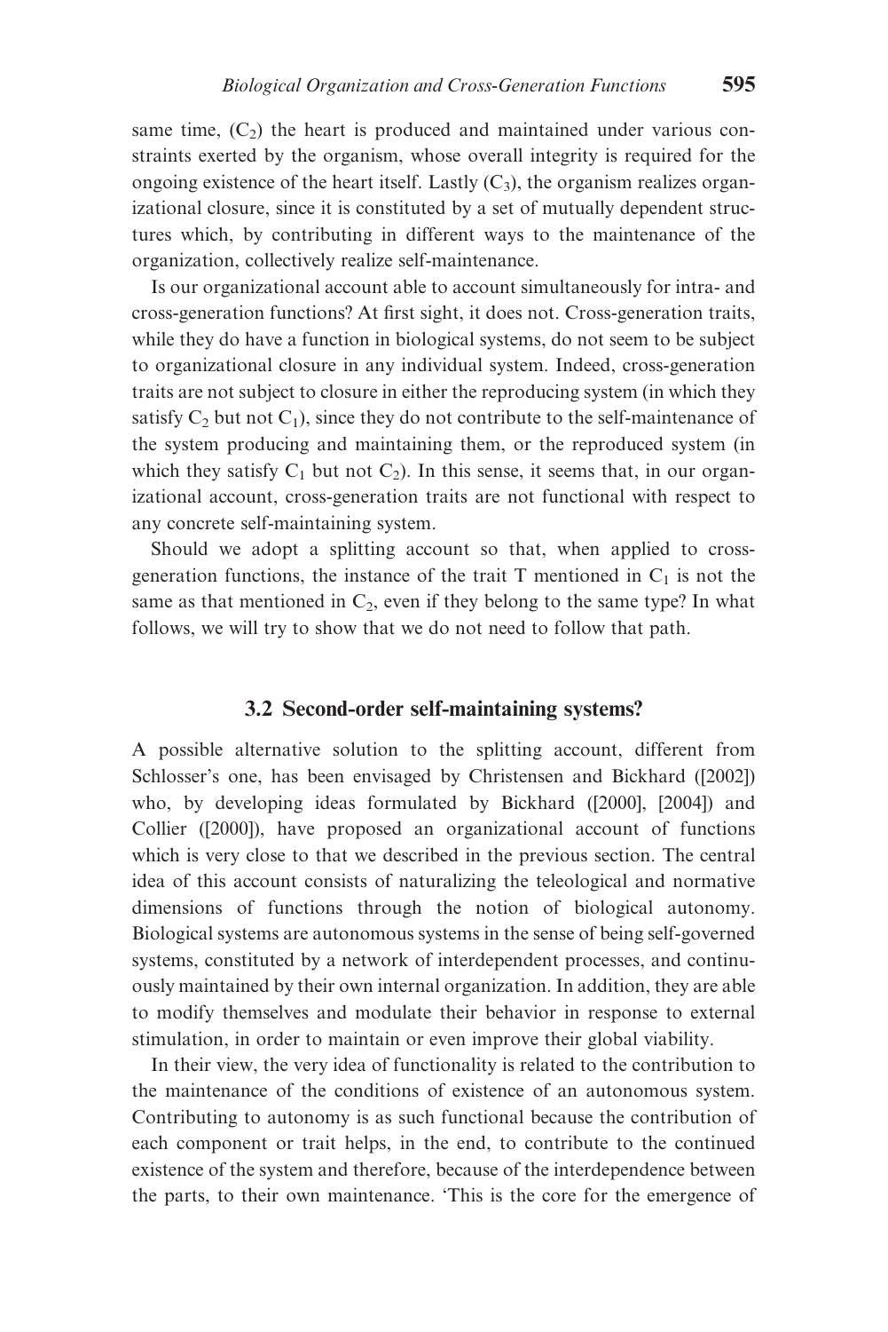same time, ($C_2$) the heart is produced and maintained under various constraints exerted by the organism, whose overall integrity is required for the ongoing existence of the heart itself. Lastly ($C_3$), the organism realizes organizational closure, since it is constituted by a set of mutually dependent structures which, by contributing in different ways to the maintenance of the organization, collectively realize self-maintenance.

Is our organizational account able to account simultaneously for intra- and cross-generation functions? At first sight, it does not. Cross-generation traits, while they do have a function in biological systems, do not seem to be subject to organizational closure in any individual system. Indeed, cross-generation traits are not subject to closure in either the reproducing system (in which they satisfy $C_2$ but not $C_1$), since they do not contribute to the self-maintenance of the system producing and maintaining them, or the reproduced system (in which they satisfy $C_1$ but not $C_2$). In this sense, it seems that, in our organizational account, cross-generation traits are not functional with respect to any concrete self-maintaining system.

Should we adopt a splitting account so that, when applied to cross-generation functions, the instance of the trait T mentioned in $C_1$ is not the same as that mentioned in $C_2$, even if they belong to the same type? In what follows, we will try to show that we do not need to follow that path.

### 3.2 Second-order self-maintaining systems?

A possible alternative solution to the splitting account, different from Schlosser's one, has been envisaged by Christensen and Bickhard ([2002]) who, by developing ideas formulated by Bickhard ([2000], [2004]) and Collier ([2000]), have proposed an organizational account of functions which is very close to that we described in the previous section. The central idea of this account consists of naturalizing the teleological and normative dimensions of functions through the notion of biological autonomy. Biological systems are autonomous systems in the sense of being self-governed systems, constituted by a network of interdependent processes, and continuously maintained by their own internal organization. In addition, they are able to modify themselves and modulate their behavior in response to external stimulation, in order to maintain or even improve their global viability.

In their view, the very idea of functionality is related to the contribution to the maintenance of the conditions of existence of an autonomous system. Contributing to autonomy is as such functional because the contribution of each component or trait helps, in the end, to contribute to the continued existence of the system and therefore, because of the interdependence between the parts, to their own maintenance. 'This is the core for the emergence of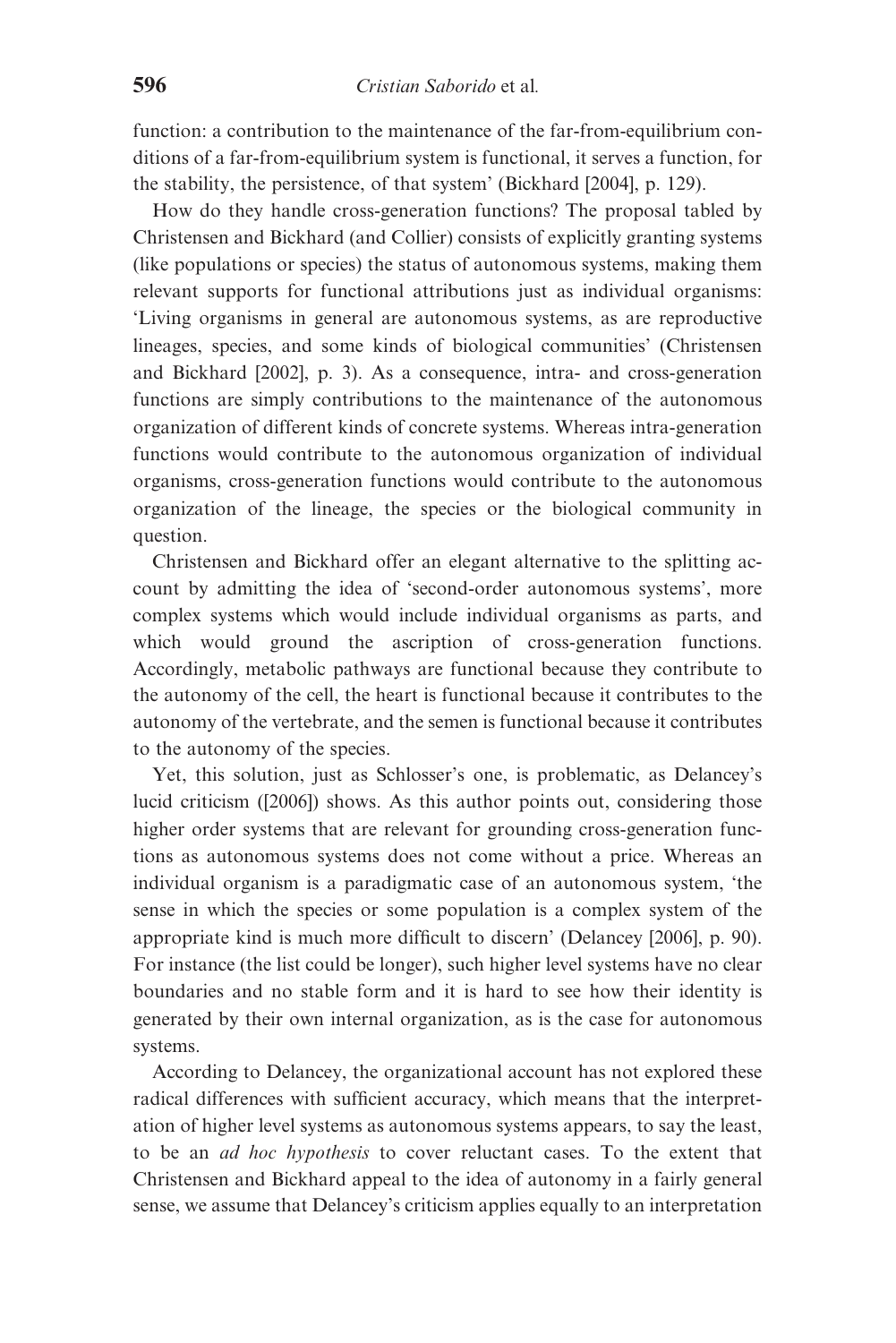function: a contribution to the maintenance of the far-from-equilibrium conditions of a far-from-equilibrium system is functional, it serves a function, for the stability, the persistence, of that system' (Bickhard [2004], p. 129).

How do they handle cross-generation functions? The proposal tabled by Christensen and Bickhard (and Collier) consists of explicitly granting systems (like populations or species) the status of autonomous systems, making them relevant supports for functional attributions just as individual organisms: 'Living organisms in general are autonomous systems, as are reproductive lineages, species, and some kinds of biological communities' (Christensen and Bickhard [2002], p. 3). As a consequence, intra- and cross-generation functions are simply contributions to the maintenance of the autonomous organization of different kinds of concrete systems. Whereas intra-generation functions would contribute to the autonomous organization of individual organisms, cross-generation functions would contribute to the autonomous organization of the lineage, the species or the biological community in question.

Christensen and Bickhard offer an elegant alternative to the splitting account by admitting the idea of 'second-order autonomous systems', more complex systems which would include individual organisms as parts, and which would ground the ascription of cross-generation functions. Accordingly, metabolic pathways are functional because they contribute to the autonomy of the cell, the heart is functional because it contributes to the autonomy of the vertebrate, and the semen is functional because it contributes to the autonomy of the species.

Yet, this solution, just as Schlosser's one, is problematic, as Delancey's lucid criticism ([2006]) shows. As this author points out, considering those higher order systems that are relevant for grounding cross-generation functions as autonomous systems does not come without a price. Whereas an individual organism is a paradigmatic case of an autonomous system, 'the sense in which the species or some population is a complex system of the appropriate kind is much more difficult to discern' (Delancey [2006], p. 90). For instance (the list could be longer), such higher level systems have no clear boundaries and no stable form and it is hard to see how their identity is generated by their own internal organization, as is the case for autonomous systems.

According to Delancey, the organizational account has not explored these radical differences with sufficient accuracy, which means that the interpretation of higher level systems as autonomous systems appears, to say the least, to be an *ad hoc hypothesis* to cover reluctant cases. To the extent that Christensen and Bickhard appeal to the idea of autonomy in a fairly general sense, we assume that Delancey's criticism applies equally to an interpretation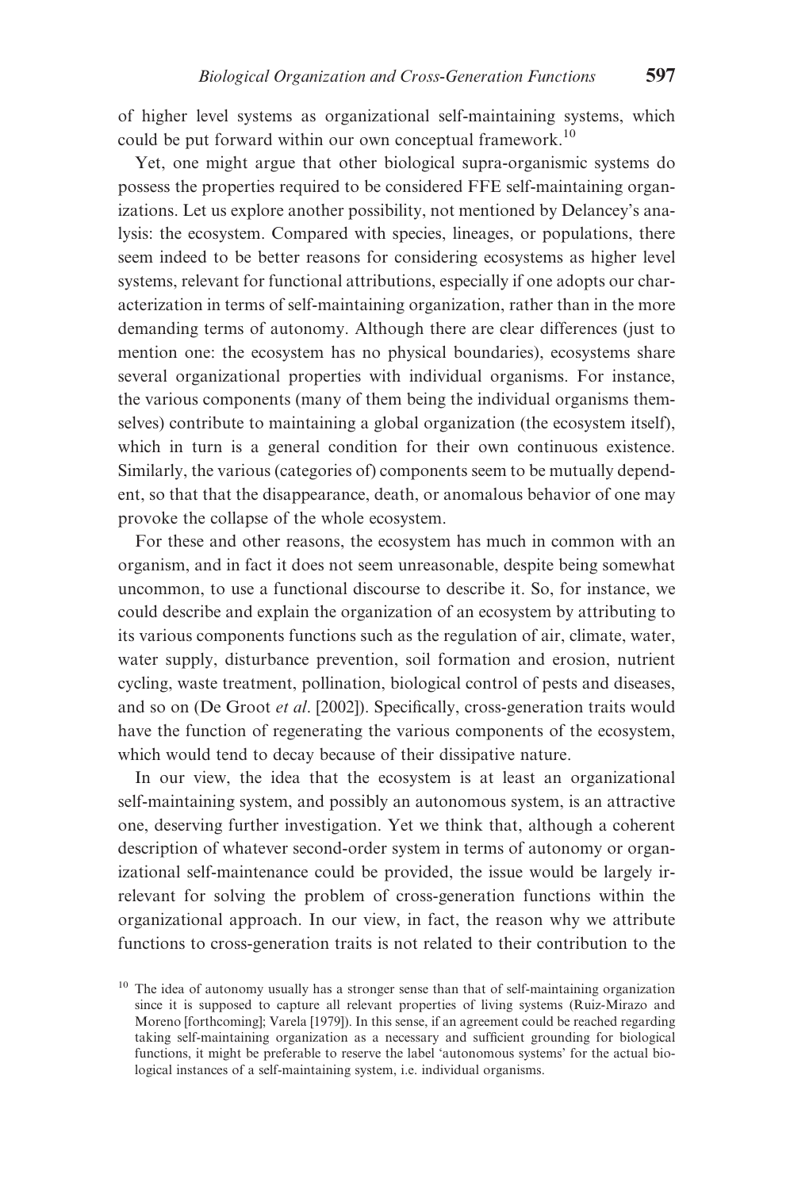of higher level systems as organizational self-maintaining systems, which could be put forward within our own conceptual framework.[10]

Yet, one might argue that other biological supra-organismic systems do possess the properties required to be considered FFE self-maintaining organizations. Let us explore another possibility, not mentioned by Delancey's analysis: the ecosystem. Compared with species, lineages, or populations, there seem indeed to be better reasons for considering ecosystems as higher level systems, relevant for functional attributions, especially if one adopts our characterization in terms of self-maintaining organization, rather than in the more demanding terms of autonomy. Although there are clear differences (just to mention one: the ecosystem has no physical boundaries), ecosystems share several organizational properties with individual organisms. For instance, the various components (many of them being the individual organisms themselves) contribute to maintaining a global organization (the ecosystem itself), which in turn is a general condition for their own continuous existence. Similarly, the various (categories of) components seem to be mutually dependent, so that that the disappearance, death, or anomalous behavior of one may provoke the collapse of the whole ecosystem.

For these and other reasons, the ecosystem has much in common with an organism, and in fact it does not seem unreasonable, despite being somewhat uncommon, to use a functional discourse to describe it. So, for instance, we could describe and explain the organization of an ecosystem by attributing to its various components functions such as the regulation of air, climate, water, water supply, disturbance prevention, soil formation and erosion, nutrient cycling, waste treatment, pollination, biological control of pests and diseases, and so on (De Groot *et al*. [2002]). Specifically, cross-generation traits would have the function of regenerating the various components of the ecosystem, which would tend to decay because of their dissipative nature.

In our view, the idea that the ecosystem is at least an organizational self-maintaining system, and possibly an autonomous system, is an attractive one, deserving further investigation. Yet we think that, although a coherent description of whatever second-order system in terms of autonomy or organizational self-maintenance could be provided, the issue would be largely irrelevant for solving the problem of cross-generation functions within the organizational approach. In our view, in fact, the reason why we attribute functions to cross-generation traits is not related to their contribution to the

[10] The idea of autonomy usually has a stronger sense than that of self-maintaining organization since it is supposed to capture all relevant properties of living systems (Ruiz-Mirazo and Moreno [forthcoming]; Varela [1979]). In this sense, if an agreement could be reached regarding taking self-maintaining organization as a necessary and sufficient grounding for biological functions, it might be preferable to reserve the label 'autonomous systems' for the actual biological instances of a self-maintaining system, i.e. individual organisms.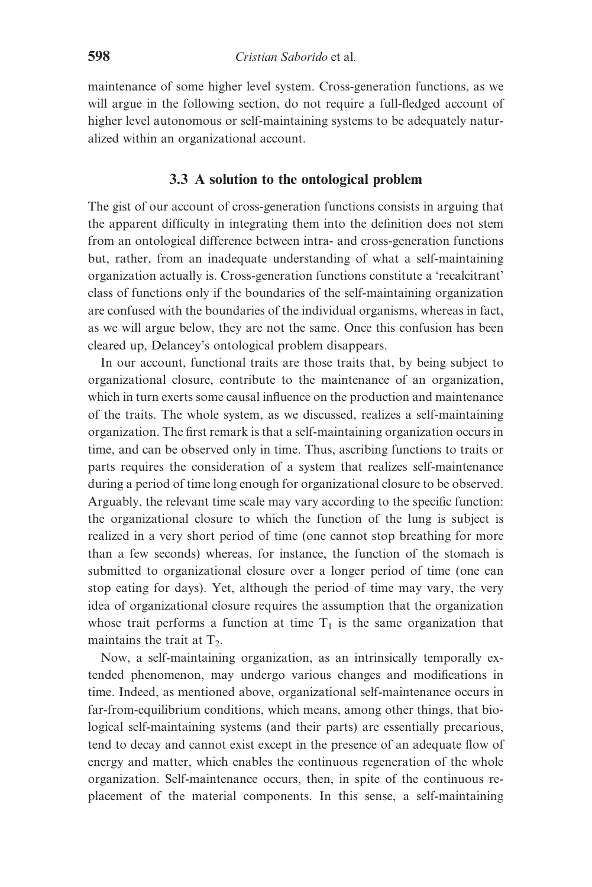maintenance of some higher level system. Cross-generation functions, as we will argue in the following section, do not require a full-fledged account of higher level autonomous or self-maintaining systems to be adequately naturalized within an organizational account.

### 3.3 A solution to the ontological problem

The gist of our account of cross-generation functions consists in arguing that the apparent difficulty in integrating them into the definition does not stem from an ontological difference between intra- and cross-generation functions but, rather, from an inadequate understanding of what a self-maintaining organization actually is. Cross-generation functions constitute a 'recalcitrant' class of functions only if the boundaries of the self-maintaining organization are confused with the boundaries of the individual organisms, whereas in fact, as we will argue below, they are not the same. Once this confusion has been cleared up, Delancey's ontological problem disappears.

In our account, functional traits are those traits that, by being subject to organizational closure, contribute to the maintenance of an organization, which in turn exerts some causal influence on the production and maintenance of the traits. The whole system, as we discussed, realizes a self-maintaining organization. The first remark is that a self-maintaining organization occurs in time, and can be observed only in time. Thus, ascribing functions to traits or parts requires the consideration of a system that realizes self-maintenance during a period of time long enough for organizational closure to be observed. Arguably, the relevant time scale may vary according to the specific function: the organizational closure to which the function of the lung is subject is realized in a very short period of time (one cannot stop breathing for more than a few seconds) whereas, for instance, the function of the stomach is submitted to organizational closure over a longer period of time (one can stop eating for days). Yet, although the period of time may vary, the very idea of organizational closure requires the assumption that the organization whose trait performs a function at time $T_1$ is the same organization that maintains the trait at $T_2$.

Now, a self-maintaining organization, as an intrinsically temporally extended phenomenon, may undergo various changes and modifications in time. Indeed, as mentioned above, organizational self-maintenance occurs in far-from-equilibrium conditions, which means, among other things, that biological self-maintaining systems (and their parts) are essentially precarious, tend to decay and cannot exist except in the presence of an adequate flow of energy and matter, which enables the continuous regeneration of the whole organization. Self-maintenance occurs, then, in spite of the continuous replacement of the material components. In this sense, a self-maintaining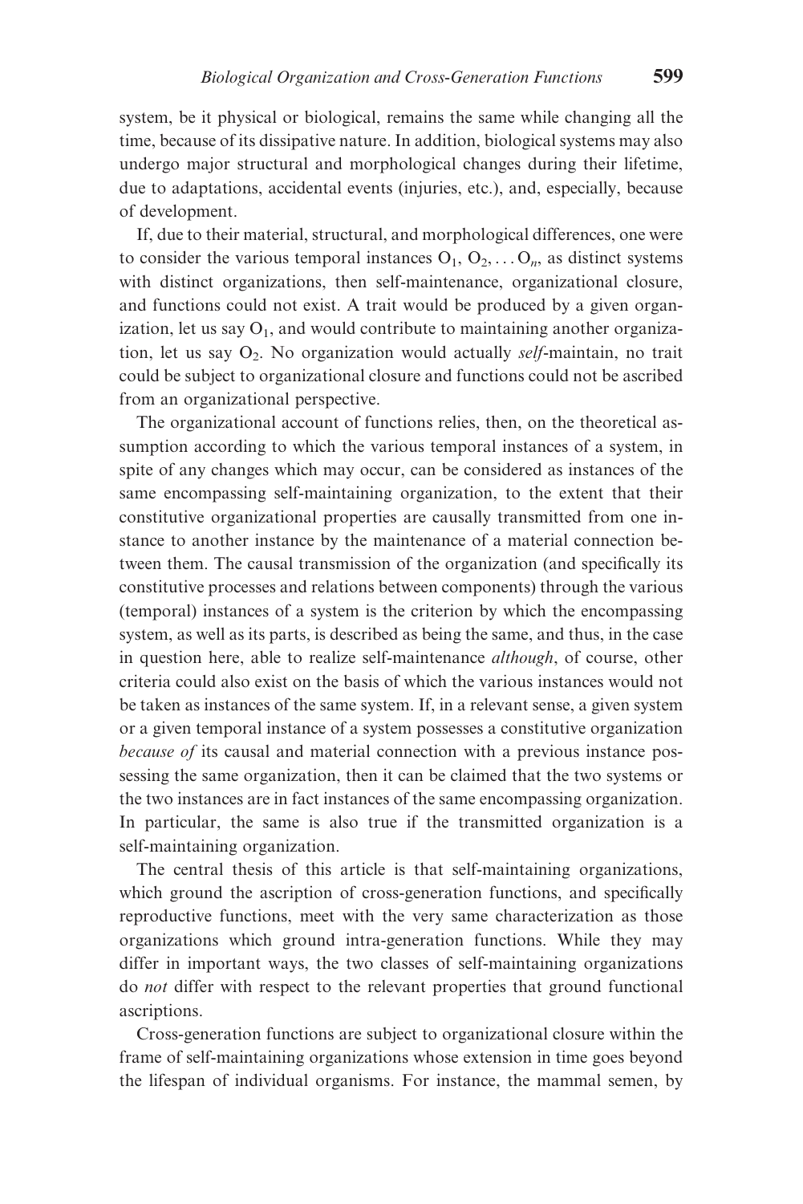system, be it physical or biological, remains the same while changing all the time, because of its dissipative nature. In addition, biological systems may also undergo major structural and morphological changes during their lifetime, due to adaptations, accidental events (injuries, etc.), and, especially, because of development.

If, due to their material, structural, and morphological differences, one were to consider the various temporal instances $O_1$, $O_2$, ... $O_n$, as distinct systems with distinct organizations, then self-maintenance, organizational closure, and functions could not exist. A trait would be produced by a given organization, let us say $O_1$, and would contribute to maintaining another organization, let us say $O_2$. No organization would actually *self*-maintain, no trait could be subject to organizational closure and functions could not be ascribed from an organizational perspective.

The organizational account of functions relies, then, on the theoretical assumption according to which the various temporal instances of a system, in spite of any changes which may occur, can be considered as instances of the same encompassing self-maintaining organization, to the extent that their constitutive organizational properties are causally transmitted from one instance to another instance by the maintenance of a material connection between them. The causal transmission of the organization (and specifically its constitutive processes and relations between components) through the various (temporal) instances of a system is the criterion by which the encompassing system, as well as its parts, is described as being the same, and thus, in the case in question here, able to realize self-maintenance *although*, of course, other criteria could also exist on the basis of which the various instances would not be taken as instances of the same system. If, in a relevant sense, a given system or a given temporal instance of a system possesses a constitutive organization *because of* its causal and material connection with a previous instance possessing the same organization, then it can be claimed that the two systems or the two instances are in fact instances of the same encompassing organization. In particular, the same is also true if the transmitted organization is a self-maintaining organization.

The central thesis of this article is that self-maintaining organizations, which ground the ascription of cross-generation functions, and specifically reproductive functions, meet with the very same characterization as those organizations which ground intra-generation functions. While they may differ in important ways, the two classes of self-maintaining organizations do *not* differ with respect to the relevant properties that ground functional ascriptions.

Cross-generation functions are subject to organizational closure within the frame of self-maintaining organizations whose extension in time goes beyond the lifespan of individual organisms. For instance, the mammal semen, by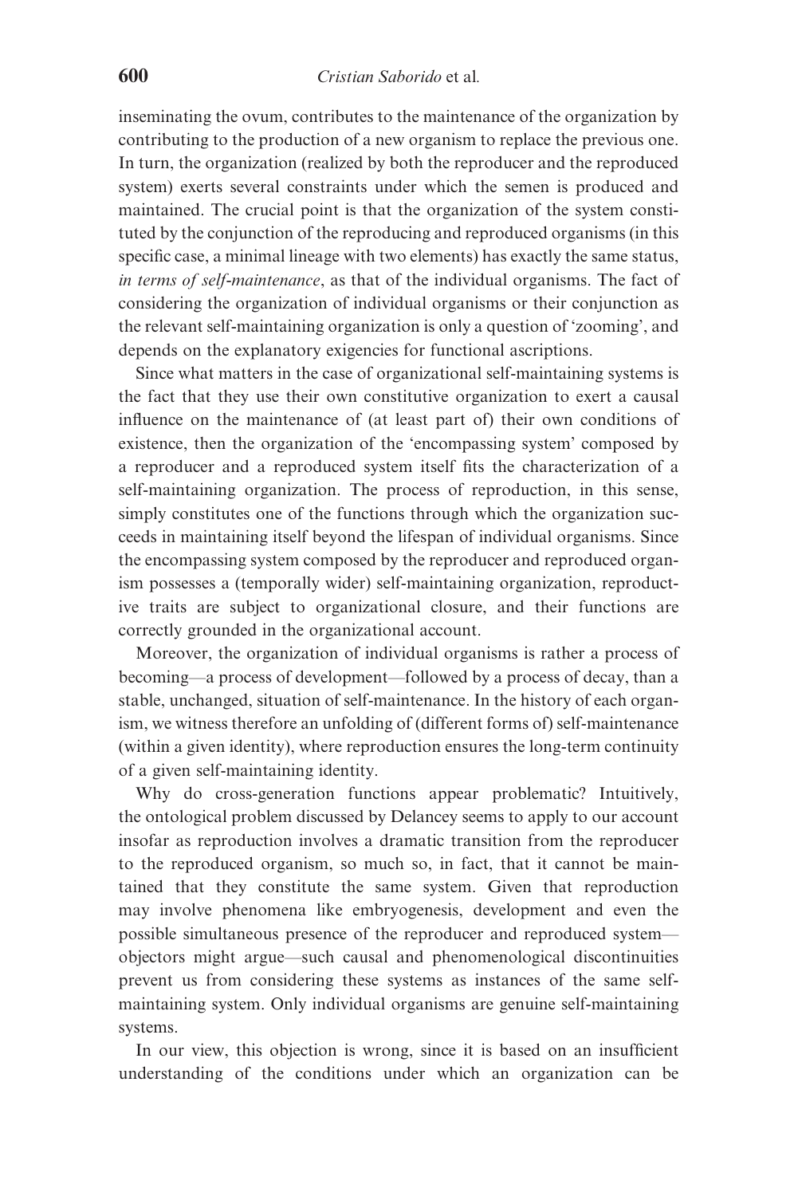inseminating the ovum, contributes to the maintenance of the organization by contributing to the production of a new organism to replace the previous one. In turn, the organization (realized by both the reproducer and the reproduced system) exerts several constraints under which the semen is produced and maintained. The crucial point is that the organization of the system constituted by the conjunction of the reproducing and reproduced organisms (in this specific case, a minimal lineage with two elements) has exactly the same status, *in terms of self-maintenance*, as that of the individual organisms. The fact of considering the organization of individual organisms or their conjunction as the relevant self-maintaining organization is only a question of 'zooming', and depends on the explanatory exigencies for functional ascriptions.

Since what matters in the case of organizational self-maintaining systems is the fact that they use their own constitutive organization to exert a causal influence on the maintenance of (at least part of) their own conditions of existence, then the organization of the 'encompassing system' composed by a reproducer and a reproduced system itself fits the characterization of a self-maintaining organization. The process of reproduction, in this sense, simply constitutes one of the functions through which the organization succeeds in maintaining itself beyond the lifespan of individual organisms. Since the encompassing system composed by the reproducer and reproduced organism possesses a (temporally wider) self-maintaining organization, reproductive traits are subject to organizational closure, and their functions are correctly grounded in the organizational account.

Moreover, the organization of individual organisms is rather a process of becoming—a process of development—followed by a process of decay, than a stable, unchanged, situation of self-maintenance. In the history of each organism, we witness therefore an unfolding of (different forms of) self-maintenance (within a given identity), where reproduction ensures the long-term continuity of a given self-maintaining identity.

Why do cross-generation functions appear problematic? Intuitively, the ontological problem discussed by Delancey seems to apply to our account insofar as reproduction involves a dramatic transition from the reproducer to the reproduced organism, so much so, in fact, that it cannot be maintained that they constitute the same system. Given that reproduction may involve phenomena like embryogenesis, development and even the possible simultaneous presence of the reproducer and reproduced system—objectors might argue—such causal and phenomenological discontinuities prevent us from considering these systems as instances of the same self-maintaining system. Only individual organisms are genuine self-maintaining systems.

In our view, this objection is wrong, since it is based on an insufficient understanding of the conditions under which an organization can be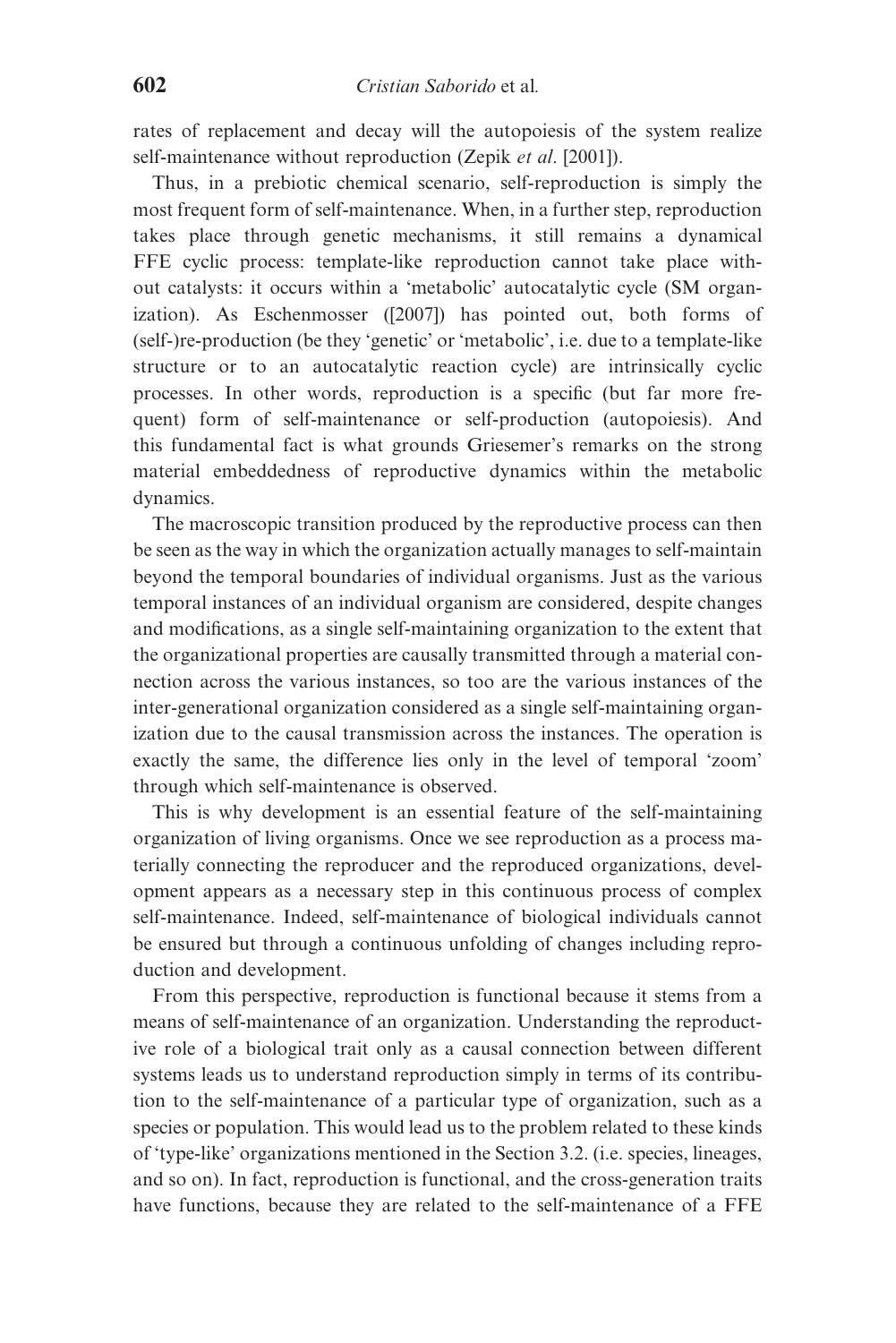rates of replacement and decay will the autopoiesis of the system realize self-maintenance without reproduction (Zepik *et al*. [2001]).

Thus, in a prebiotic chemical scenario, self-reproduction is simply the most frequent form of self-maintenance. When, in a further step, reproduction takes place through genetic mechanisms, it still remains a dynamical FFE cyclic process: template-like reproduction cannot take place without catalysts: it occurs within a 'metabolic' autocatalytic cycle (SM organization). As Eschenmosser ([2007]) has pointed out, both forms of (self-)re-production (be they 'genetic' or 'metabolic', i.e. due to a template-like structure or to an autocatalytic reaction cycle) are intrinsically cyclic processes. In other words, reproduction is a specific (but far more frequent) form of self-maintenance or self-production (autopoiesis). And this fundamental fact is what grounds Griesemer's remarks on the strong material embeddedness of reproductive dynamics within the metabolic dynamics.

The macroscopic transition produced by the reproductive process can then be seen as the way in which the organization actually manages to self-maintain beyond the temporal boundaries of individual organisms. Just as the various temporal instances of an individual organism are considered, despite changes and modifications, as a single self-maintaining organization to the extent that the organizational properties are causally transmitted through a material connection across the various instances, so too are the various instances of the inter-generational organization considered as a single self-maintaining organization due to the causal transmission across the instances. The operation is exactly the same, the difference lies only in the level of temporal 'zoom' through which self-maintenance is observed.

This is why development is an essential feature of the self-maintaining organization of living organisms. Once we see reproduction as a process materially connecting the reproducer and the reproduced organizations, development appears as a necessary step in this continuous process of complex self-maintenance. Indeed, self-maintenance of biological individuals cannot be ensured but through a continuous unfolding of changes including reproduction and development.

From this perspective, reproduction is functional because it stems from a means of self-maintenance of an organization. Understanding the reproductive role of a biological trait only as a causal connection between different systems leads us to understand reproduction simply in terms of its contribution to the self-maintenance of a particular type of organization, such as a species or population. This would lead us to the problem related to these kinds of 'type-like' organizations mentioned in the Section 3.2. (i.e. species, lineages, and so on). In fact, reproduction is functional, and the cross-generation traits have functions, because they are related to the self-maintenance of a FFE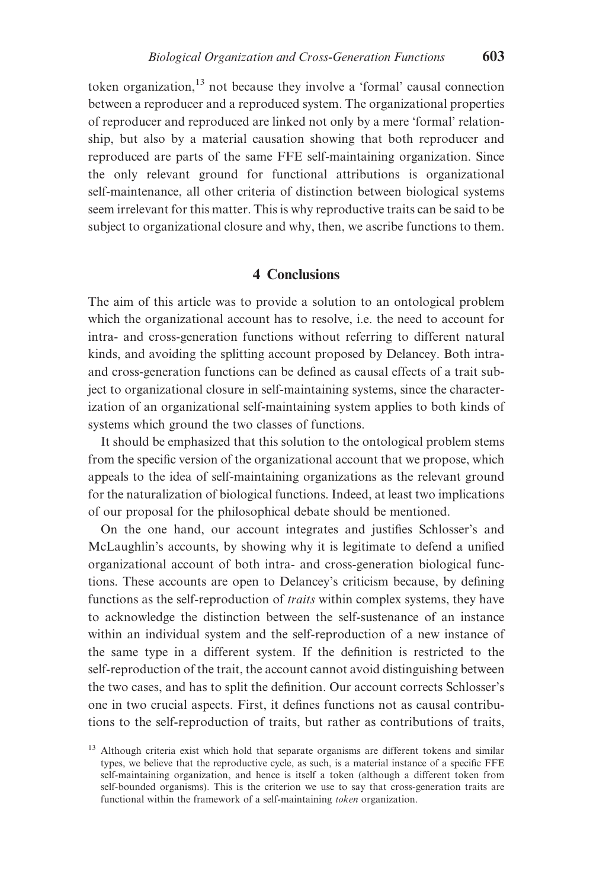token organization,[13] not because they involve a 'formal' causal connection between a reproducer and a reproduced system. The organizational properties of reproducer and reproduced are linked not only by a mere 'formal' relationship, but also by a material causation showing that both reproducer and reproduced are parts of the same FFE self-maintaining organization. Since the only relevant ground for functional attributions is organizational self-maintenance, all other criteria of distinction between biological systems seem irrelevant for this matter. This is why reproductive traits can be said to be subject to organizational closure and why, then, we ascribe functions to them.

## 4 Conclusions

The aim of this article was to provide a solution to an ontological problem which the organizational account has to resolve, i.e. the need to account for intra- and cross-generation functions without referring to different natural kinds, and avoiding the splitting account proposed by Delancey. Both intra- and cross-generation functions can be defined as causal effects of a trait subject to organizational closure in self-maintaining systems, since the characterization of an organizational self-maintaining system applies to both kinds of systems which ground the two classes of functions.

It should be emphasized that this solution to the ontological problem stems from the specific version of the organizational account that we propose, which appeals to the idea of self-maintaining organizations as the relevant ground for the naturalization of biological functions. Indeed, at least two implications of our proposal for the philosophical debate should be mentioned.

On the one hand, our account integrates and justifies Schlosser's and McLaughlin's accounts, by showing why it is legitimate to defend a unified organizational account of both intra- and cross-generation biological functions. These accounts are open to Delancey's criticism because, by defining functions as the self-reproduction of *traits* within complex systems, they have to acknowledge the distinction between the self-sustenance of an instance within an individual system and the self-reproduction of a new instance of the same type in a different system. If the definition is restricted to the self-reproduction of the trait, the account cannot avoid distinguishing between the two cases, and has to split the definition. Our account corrects Schlosser's one in two crucial aspects. First, it defines functions not as causal contributions to the self-reproduction of traits, but rather as contributions of traits,

[13] Although criteria exist which hold that separate organisms are different tokens and similar types, we believe that the reproductive cycle, as such, is a material instance of a specific FFE self-maintaining organization, and hence is itself a token (although a different token from self-bounded organisms). This is the criterion we use to say that cross-generation traits are functional within the framework of a self-maintaining *token* organization.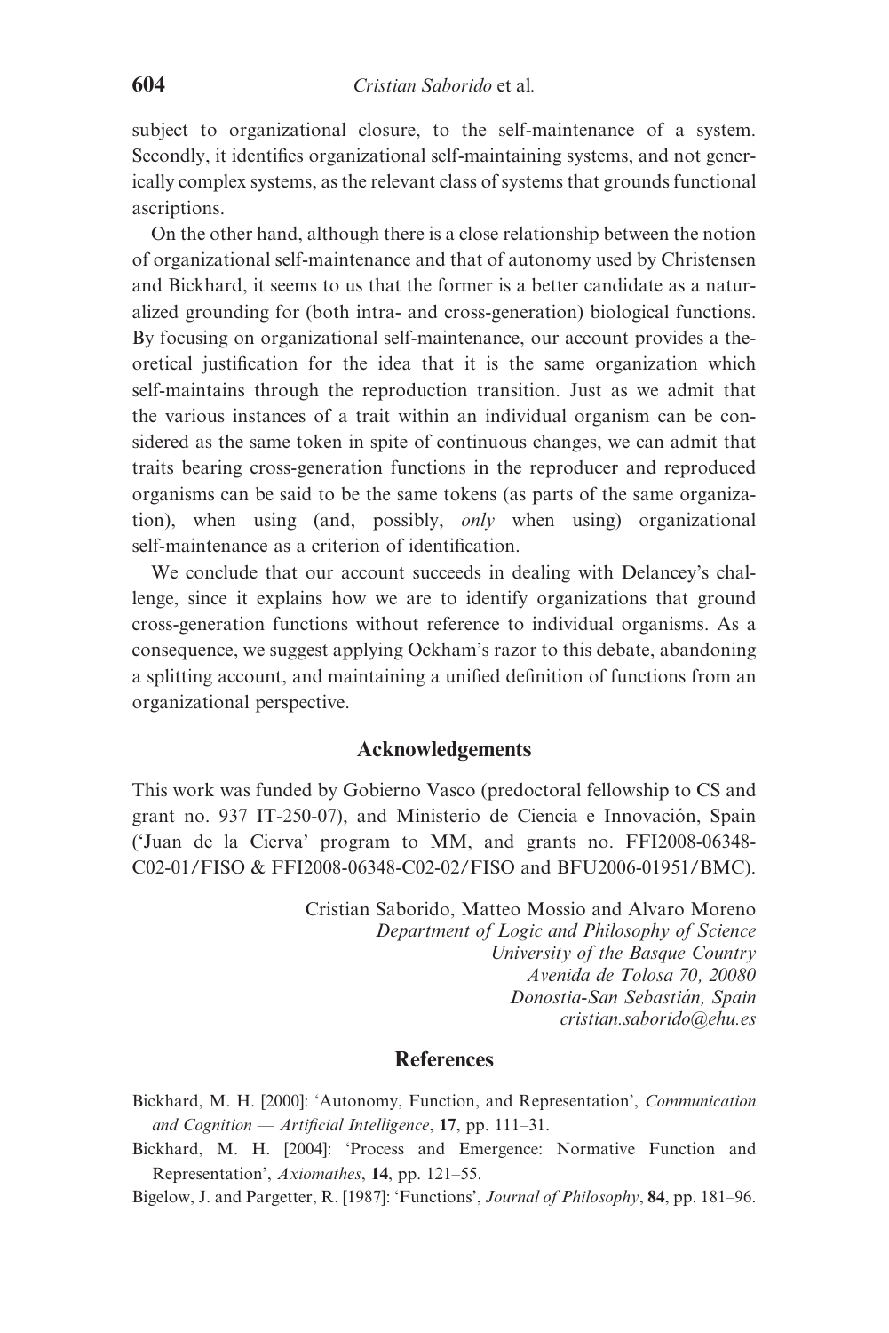subject to organizational closure, to the self-maintenance of a system. Secondly, it identifies organizational self-maintaining systems, and not generically complex systems, as the relevant class of systems that grounds functional ascriptions.

On the other hand, although there is a close relationship between the notion of organizational self-maintenance and that of autonomy used by Christensen and Bickhard, it seems to us that the former is a better candidate as a naturalized grounding for (both intra- and cross-generation) biological functions. By focusing on organizational self-maintenance, our account provides a theoretical justification for the idea that it is the same organization which self-maintains through the reproduction transition. Just as we admit that the various instances of a trait within an individual organism can be considered as the same token in spite of continuous changes, we can admit that traits bearing cross-generation functions in the reproducer and reproduced organisms can be said to be the same tokens (as parts of the same organization), when using (and, possibly, *only* when using) organizational self-maintenance as a criterion of identification.

We conclude that our account succeeds in dealing with Delancey's challenge, since it explains how we are to identify organizations that ground cross-generation functions without reference to individual organisms. As a consequence, we suggest applying Ockham's razor to this debate, abandoning a splitting account, and maintaining a unified definition of functions from an organizational perspective.

## Acknowledgements

This work was funded by Gobierno Vasco (predoctoral fellowship to CS and grant no. 937 IT-250-07), and Ministerio de Ciencia e Innovación, Spain ('Juan de la Cierva' program to MM, and grants no. FFI2008-06348-C02-01/FISO & FFI2008-06348-C02-02/FISO and BFU2006-01951/BMC).

Cristian Saborido, Matteo Mossio and Alvaro Moreno
*Department of Logic and Philosophy of Science*
*University of the Basque Country*
*Avenida de Tolosa 70, 20080*
*Donostia-San Sebastián, Spain*
*cristian.saborido@ehu.es*

## References

Bickhard, M. H. [2000]: 'Autonomy, Function, and Representation', *Communication and Cognition — Artificial Intelligence*, **17**, pp. 111–31.

Bickhard, M. H. [2004]: 'Process and Emergence: Normative Function and Representation', *Axiomathes*, **14**, pp. 121–55.

Bigelow, J. and Pargetter, R. [1987]: 'Functions', *Journal of Philosophy*, **84**, pp. 181–96.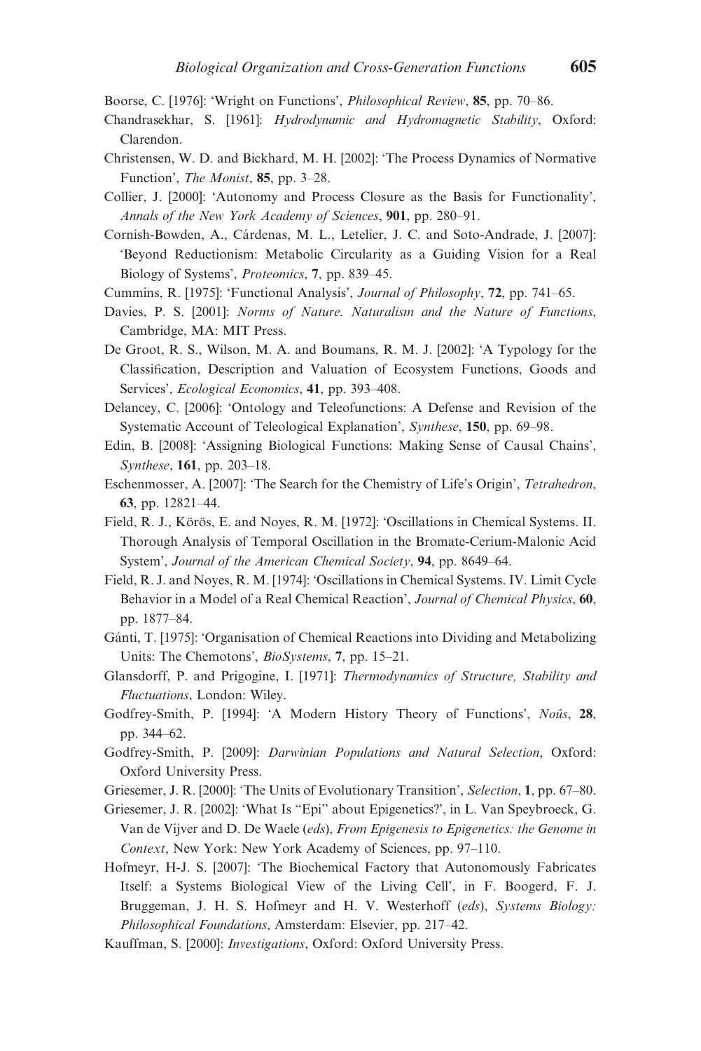Boorse, C. [1976]: 'Wright on Functions', *Philosophical Review*, **85**, pp. 70–86.

Chandrasekhar, S. [1961]: *Hydrodynamic and Hydromagnetic Stability*, Oxford: Clarendon.

Christensen, W. D. and Bickhard, M. H. [2002]: 'The Process Dynamics of Normative Function', *The Monist*, **85**, pp. 3–28.

Collier, J. [2000]: 'Autonomy and Process Closure as the Basis for Functionality', *Annals of the New York Academy of Sciences*, **901**, pp. 280–91.

Cornish-Bowden, A., Cárdenas, M. L., Letelier, J. C. and Soto-Andrade, J. [2007]: 'Beyond Reductionism: Metabolic Circularity as a Guiding Vision for a Real Biology of Systems', *Proteomics*, **7**, pp. 839–45.

Cummins, R. [1975]: 'Functional Analysis', *Journal of Philosophy*, **72**, pp. 741–65.

Davies, P. S. [2001]: *Norms of Nature. Naturalism and the Nature of Functions*, Cambridge, MA: MIT Press.

De Groot, R. S., Wilson, M. A. and Boumans, R. M. J. [2002]: 'A Typology for the Classification, Description and Valuation of Ecosystem Functions, Goods and Services', *Ecological Economics*, **41**, pp. 393–408.

Delancey, C. [2006]: 'Ontology and Teleofunctions: A Defense and Revision of the Systematic Account of Teleological Explanation', *Synthese*, **150**, pp. 69–98.

Edin, B. [2008]: 'Assigning Biological Functions: Making Sense of Causal Chains', *Synthese*, **161**, pp. 203–18.

Eschenmosser, A. [2007]: 'The Search for the Chemistry of Life's Origin', *Tetrahedron*, **63**, pp. 12821–44.

Field, R. J., Körös, E. and Noyes, R. M. [1972]: 'Oscillations in Chemical Systems. II. Thorough Analysis of Temporal Oscillation in the Bromate-Cerium-Malonic Acid System', *Journal of the American Chemical Society*, **94**, pp. 8649–64.

Field, R. J. and Noyes, R. M. [1974]: 'Oscillations in Chemical Systems. IV. Limit Cycle Behavior in a Model of a Real Chemical Reaction', *Journal of Chemical Physics*, **60**, pp. 1877–84.

Gánti, T. [1975]: 'Organisation of Chemical Reactions into Dividing and Metabolizing Units: The Chemotons', *BioSystems*, **7**, pp. 15–21.

Glansdorff, P. and Prigogine, I. [1971]: *Thermodynamics of Structure, Stability and Fluctuations*, London: Wiley.

Godfrey-Smith, P. [1994]: 'A Modern History Theory of Functions', *Noûs*, **28**, pp. 344–62.

Godfrey-Smith, P. [2009]: *Darwinian Populations and Natural Selection*, Oxford: Oxford University Press.

Griesemer, J. R. [2000]: 'The Units of Evolutionary Transition', *Selection*, **1**, pp. 67–80.

Griesemer, J. R. [2002]: 'What Is "Epi" about Epigenetics?', in L. Van Speybroeck, G. Van de Vijver and D. De Waele (*eds*), *From Epigenesis to Epigenetics: the Genome in Context*, New York: New York Academy of Sciences, pp. 97–110.

Hofmeyr, H-J. S. [2007]: 'The Biochemical Factory that Autonomously Fabricates Itself: a Systems Biological View of the Living Cell', in F. Boogerd, F. J. Bruggeman, J. H. S. Hofmeyr and H. V. Westerhoff (*eds*), *Systems Biology: Philosophical Foundations*, Amsterdam: Elsevier, pp. 217–42.

Kauffman, S. [2000]: *Investigations*, Oxford: Oxford University Press.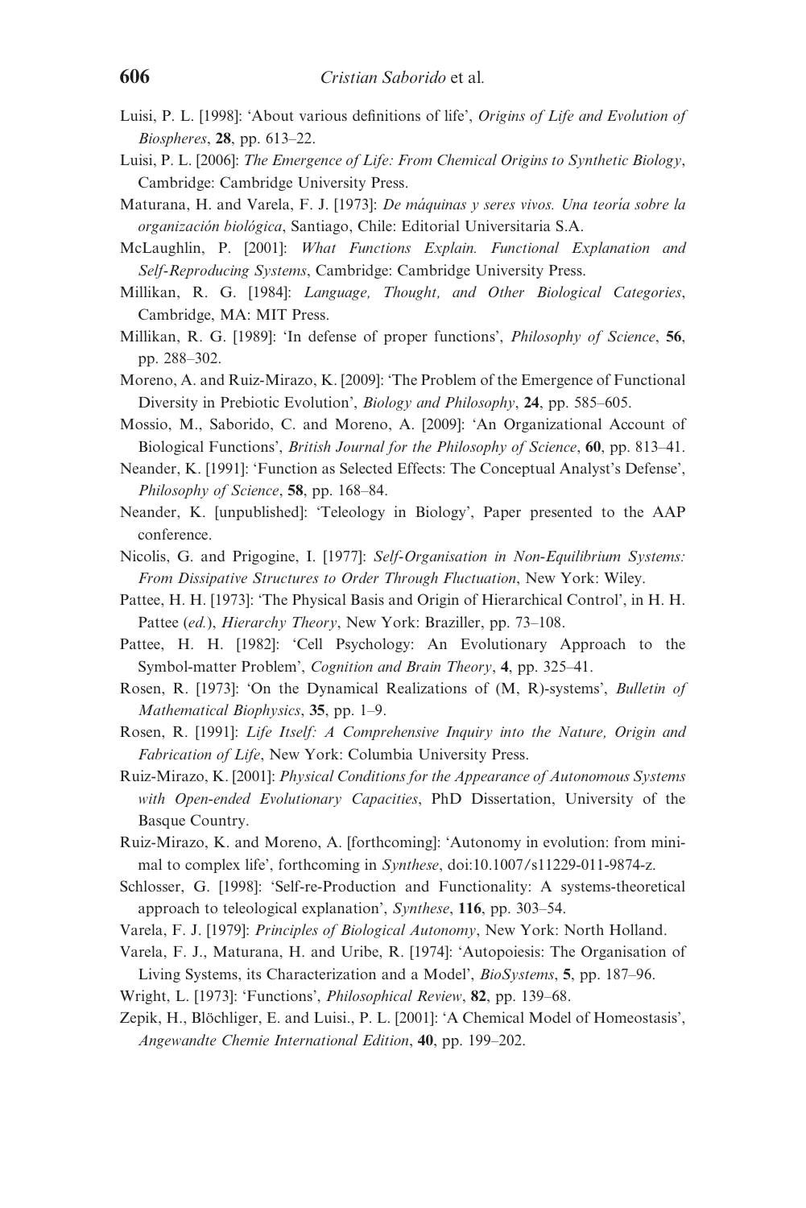Luisi, P. L. [1998]: 'About various definitions of life', *Origins of Life and Evolution of Biospheres*, **28**, pp. 613–22.

Luisi, P. L. [2006]: *The Emergence of Life: From Chemical Origins to Synthetic Biology*, Cambridge: Cambridge University Press.

Maturana, H. and Varela, F. J. [1973]: *De máquinas y seres vivos. Una teoría sobre la organización biológica*, Santiago, Chile: Editorial Universitaria S.A.

McLaughlin, P. [2001]: *What Functions Explain. Functional Explanation and Self-Reproducing Systems*, Cambridge: Cambridge University Press.

Millikan, R. G. [1984]: *Language, Thought, and Other Biological Categories*, Cambridge, MA: MIT Press.

Millikan, R. G. [1989]: 'In defense of proper functions', *Philosophy of Science*, **56**, pp. 288–302.

Moreno, A. and Ruiz-Mirazo, K. [2009]: 'The Problem of the Emergence of Functional Diversity in Prebiotic Evolution', *Biology and Philosophy*, **24**, pp. 585–605.

Mossio, M., Saborido, C. and Moreno, A. [2009]: 'An Organizational Account of Biological Functions', *British Journal for the Philosophy of Science*, **60**, pp. 813–41.

Neander, K. [1991]: 'Function as Selected Effects: The Conceptual Analyst's Defense', *Philosophy of Science*, **58**, pp. 168–84.

Neander, K. [unpublished]: 'Teleology in Biology', Paper presented to the AAP conference.

Nicolis, G. and Prigogine, I. [1977]: *Self-Organisation in Non-Equilibrium Systems: From Dissipative Structures to Order Through Fluctuation*, New York: Wiley.

Pattee, H. H. [1973]: 'The Physical Basis and Origin of Hierarchical Control', in H. H. Pattee (*ed.*), *Hierarchy Theory*, New York: Braziller, pp. 73–108.

Pattee, H. H. [1982]: 'Cell Psychology: An Evolutionary Approach to the Symbol-matter Problem', *Cognition and Brain Theory*, **4**, pp. 325–41.

Rosen, R. [1973]: 'On the Dynamical Realizations of (M, R)-systems', *Bulletin of Mathematical Biophysics*, **35**, pp. 1–9.

Rosen, R. [1991]: *Life Itself: A Comprehensive Inquiry into the Nature, Origin and Fabrication of Life*, New York: Columbia University Press.

Ruiz-Mirazo, K. [2001]: *Physical Conditions for the Appearance of Autonomous Systems with Open-ended Evolutionary Capacities*, PhD Dissertation, University of the Basque Country.

Ruiz-Mirazo, K. and Moreno, A. [forthcoming]: 'Autonomy in evolution: from minimal to complex life', forthcoming in *Synthese*, doi:10.1007/s11229-011-9874-z.

Schlosser, G. [1998]: 'Self-re-Production and Functionality: A systems-theoretical approach to teleological explanation', *Synthese*, **116**, pp. 303–54.

Varela, F. J. [1979]: *Principles of Biological Autonomy*, New York: North Holland.

Varela, F. J., Maturana, H. and Uribe, R. [1974]: 'Autopoiesis: The Organisation of Living Systems, its Characterization and a Model', *BioSystems*, **5**, pp. 187–96.

Wright, L. [1973]: 'Functions', *Philosophical Review*, **82**, pp. 139–68.

Zepik, H., Blöchliger, E. and Luisi., P. L. [2001]: 'A Chemical Model of Homeostasis', *Angewandte Chemie International Edition*, **40**, pp. 199–202.